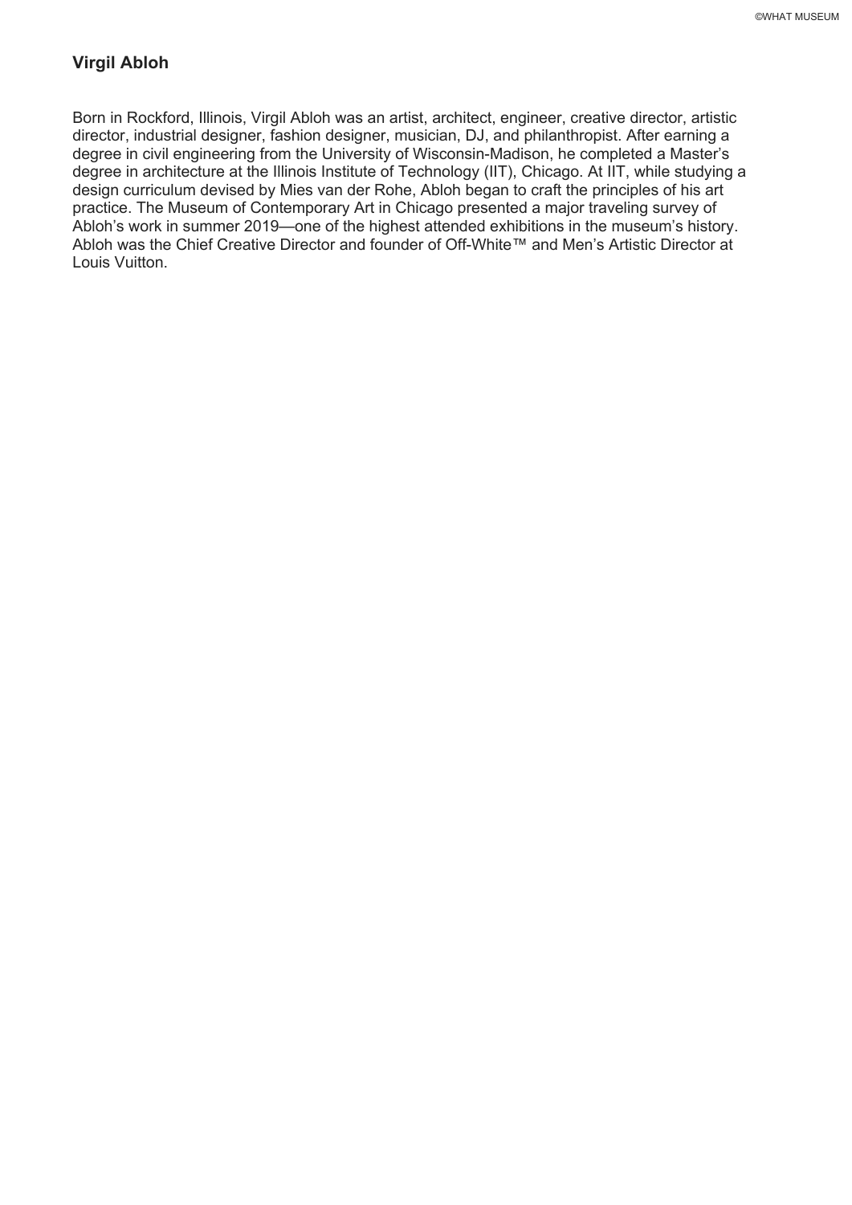## Virgil Abloh

Born in Rockford, Illinois, Virgil Abloh was an artist, architect, engineer, creative director, artistic director, industrial designer, fashion designer, musician, DJ, and philanthropist. After earning a degree in civil engineering from the University of Wisconsin-Madison, he completed a Master's degree in architecture at the Illinois Institute of Technology (IIT), Chicago. At IIT, while studying a design curriculum devised by Mies van der Rohe, Abloh began to craft the principles of his art practice. The Museum of Contemporary Art in Chicago presented a major traveling survey of Abloh's work in summer 2019—one of the highest attended exhibitions in the museum's history. Abloh was the Chief Creative Director and founder of Off-White™ and Men's Artistic Director at Louis Vuitton.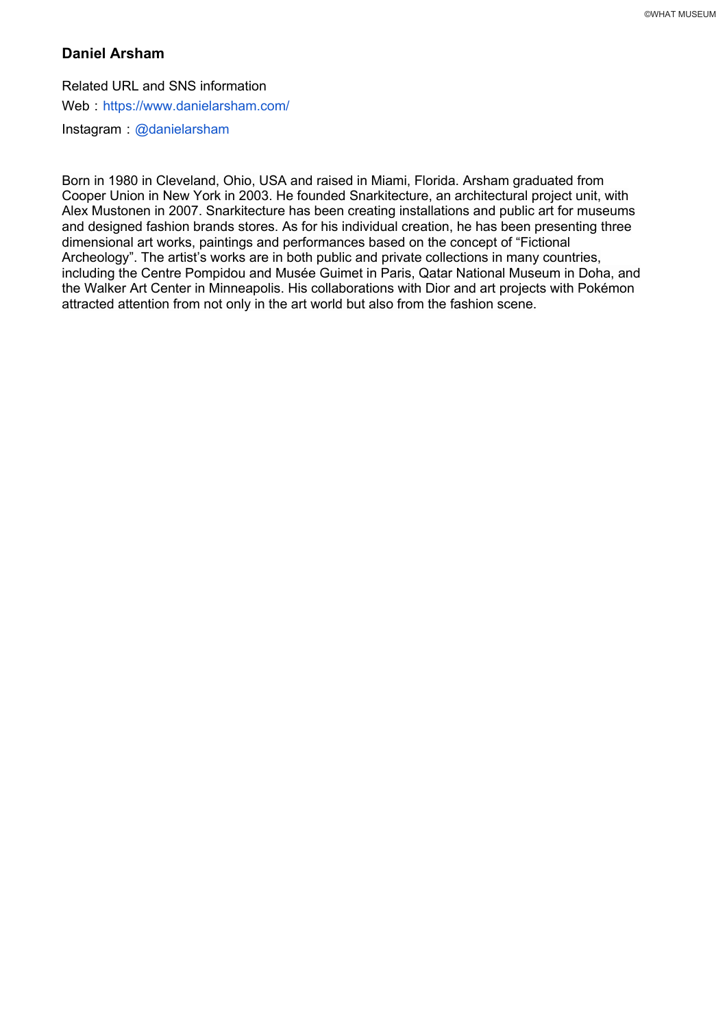## Daniel Arsham

Related URL and SNS information

Web：https://www.danielarsham.com/

Instagram：@danielarsham

Born in 1980 in Cleveland, Ohio, USA and raised in Miami, Florida. Arsham graduated from Cooper Union in New York in 2003. He founded Snarkitecture, an architectural project unit, with Alex Mustonen in 2007. Snarkitecture has been creating installations and public art for museums and designed fashion brands stores. As for his individual creation, he has been presenting three dimensional art works, paintings and performances based on the concept of “Fictional Archeology”. The artist’s works are in both public and private collections in many countries, including the Centre Pompidou and Musée Guimet in Paris, Qatar National Museum in Doha, and the Walker Art Center in Minneapolis. His collaborations with Dior and art projects with Pokémon attracted attention from not only in the art world but also from the fashion scene.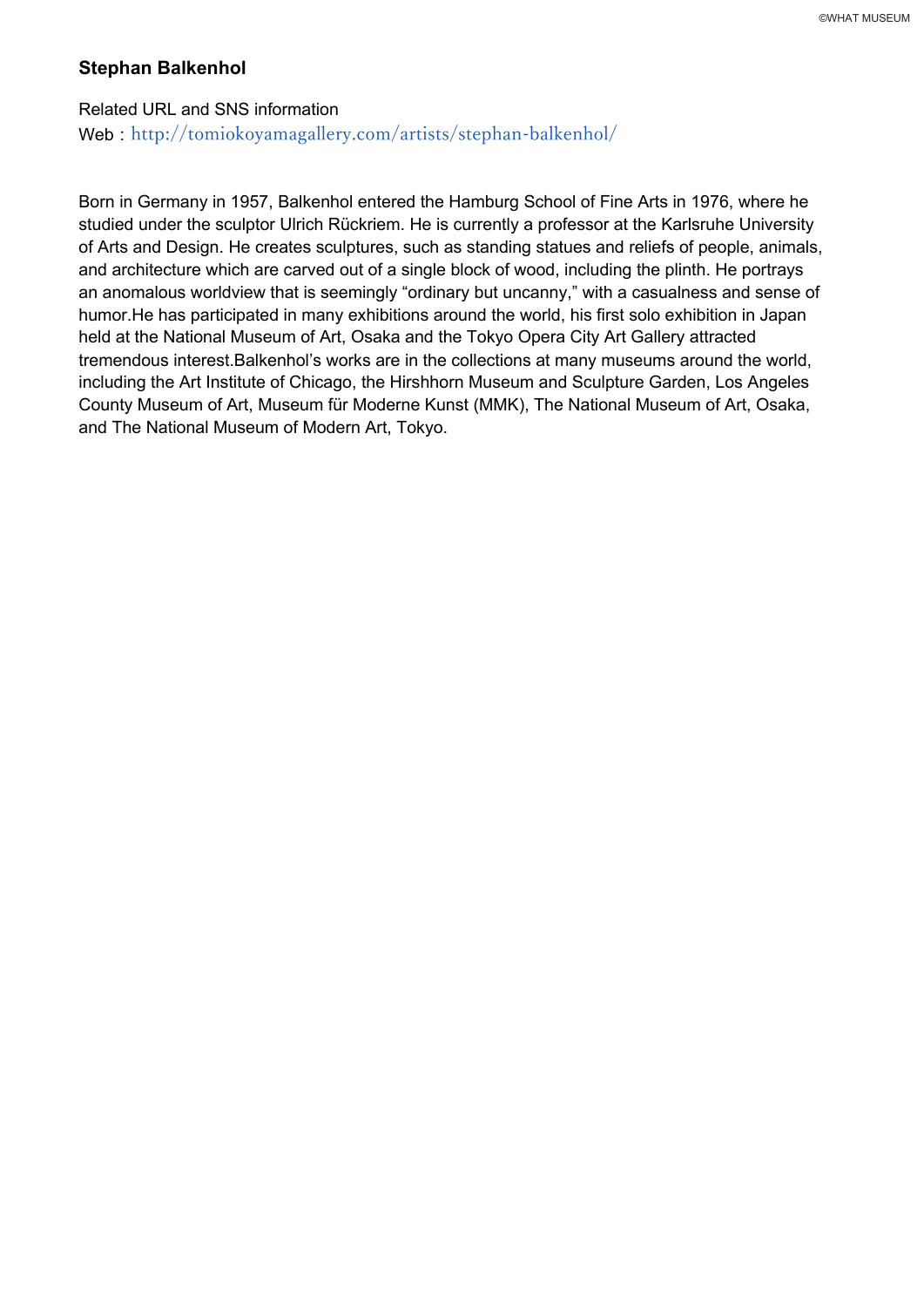## Stephan Balkenhol

Related URL and SNS information
Web：http://tomiokoyamagallery.com/artists/stephan-balkenhol/

Born in Germany in 1957, Balkenhol entered the Hamburg School of Fine Arts in 1976, where he studied under the sculptor Ulrich Rückriem. He is currently a professor at the Karlsruhe University of Arts and Design. He creates sculptures, such as standing statues and reliefs of people, animals, and architecture which are carved out of a single block of wood, including the plinth. He portrays an anomalous worldview that is seemingly “ordinary but uncanny,” with a casualness and sense of humor.He has participated in many exhibitions around the world, his first solo exhibition in Japan held at the National Museum of Art, Osaka and the Tokyo Opera City Art Gallery attracted tremendous interest.Balkenhol’s works are in the collections at many museums around the world, including the Art Institute of Chicago, the Hirshhorn Museum and Sculpture Garden, Los Angeles County Museum of Art, Museum für Moderne Kunst (MMK), The National Museum of Art, Osaka, and The National Museum of Modern Art, Tokyo.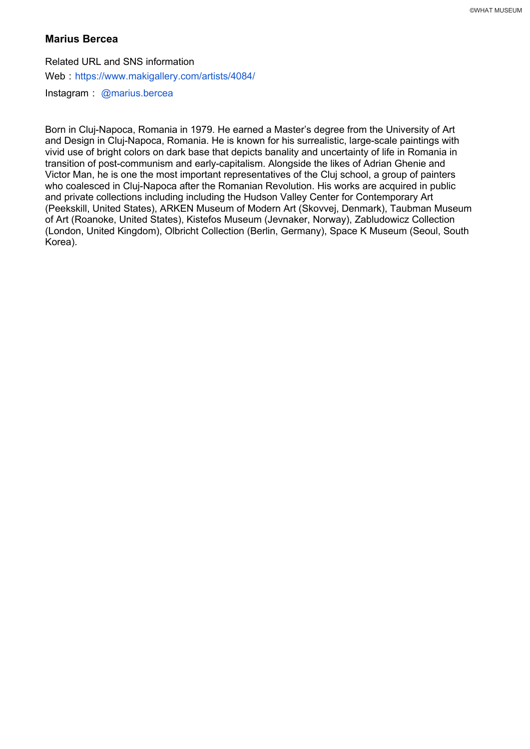## Marius Bercea

Related URL and SNS information

Web：https://www.makigallery.com/artists/4084/

Instagram： @marius.bercea

Born in Cluj-Napoca, Romania in 1979. He earned a Master's degree from the University of Art and Design in Cluj-Napoca, Romania. He is known for his surrealistic, large-scale paintings with vivid use of bright colors on dark base that depicts banality and uncertainty of life in Romania in transition of post-communism and early-capitalism. Alongside the likes of Adrian Ghenie and Victor Man, he is one the most important representatives of the Cluj school, a group of painters who coalesced in Cluj-Napoca after the Romanian Revolution. His works are acquired in public and private collections including including the Hudson Valley Center for Contemporary Art (Peekskill, United States), ARKEN Museum of Modern Art (Skovvej, Denmark), Taubman Museum of Art (Roanoke, United States), Kistefos Museum (Jevnaker, Norway), Zabludowicz Collection (London, United Kingdom), Olbricht Collection (Berlin, Germany), Space K Museum (Seoul, South Korea).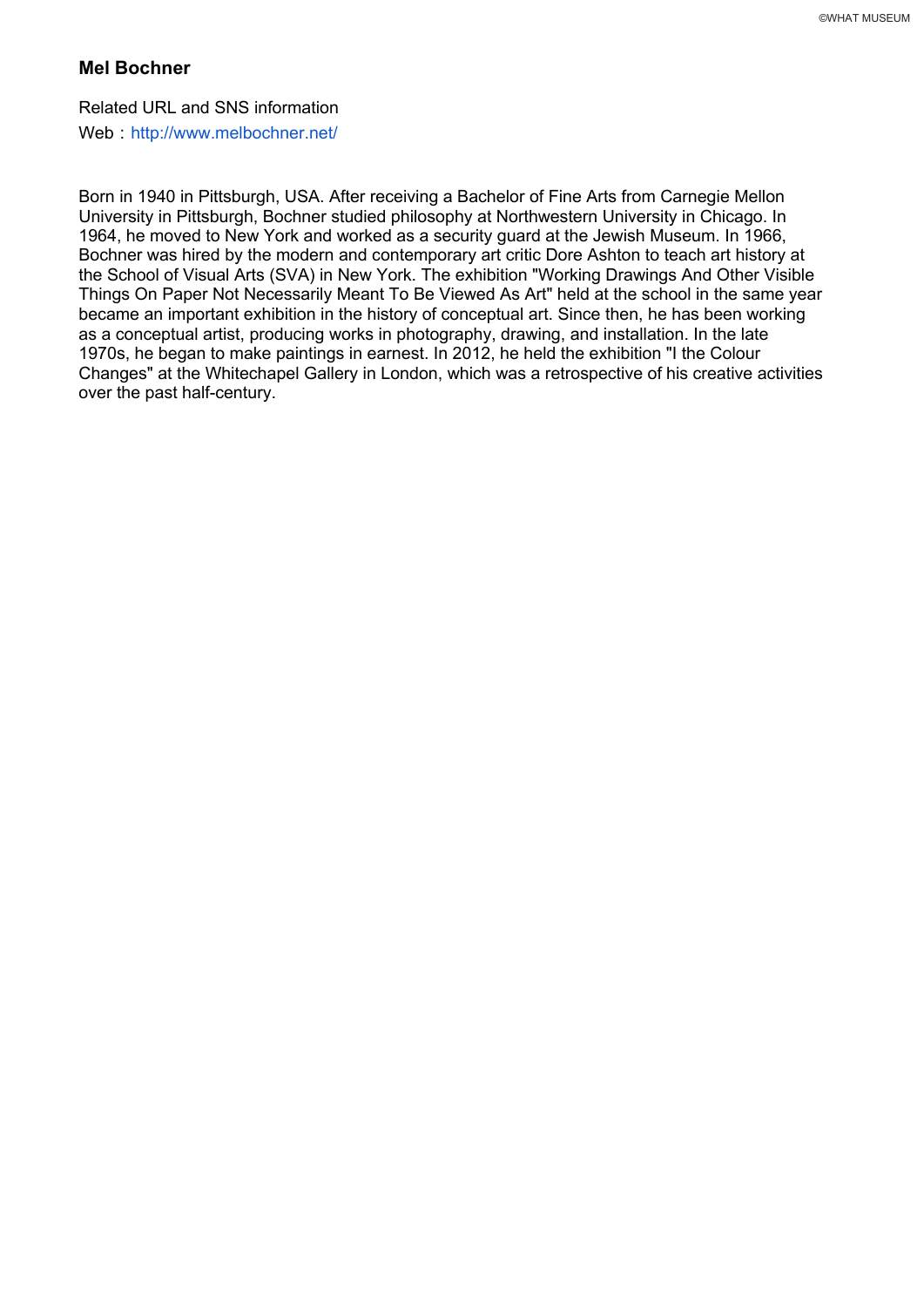## Mel Bochner

Related URL and SNS information

Web：http://www.melbochner.net/

Born in 1940 in Pittsburgh, USA. After receiving a Bachelor of Fine Arts from Carnegie Mellon University in Pittsburgh, Bochner studied philosophy at Northwestern University in Chicago. In 1964, he moved to New York and worked as a security guard at the Jewish Museum. In 1966, Bochner was hired by the modern and contemporary art critic Dore Ashton to teach art history at the School of Visual Arts (SVA) in New York. The exhibition "Working Drawings And Other Visible Things On Paper Not Necessarily Meant To Be Viewed As Art" held at the school in the same year became an important exhibition in the history of conceptual art. Since then, he has been working as a conceptual artist, producing works in photography, drawing, and installation. In the late 1970s, he began to make paintings in earnest. In 2012, he held the exhibition "I the Colour Changes" at the Whitechapel Gallery in London, which was a retrospective of his creative activities over the past half-century.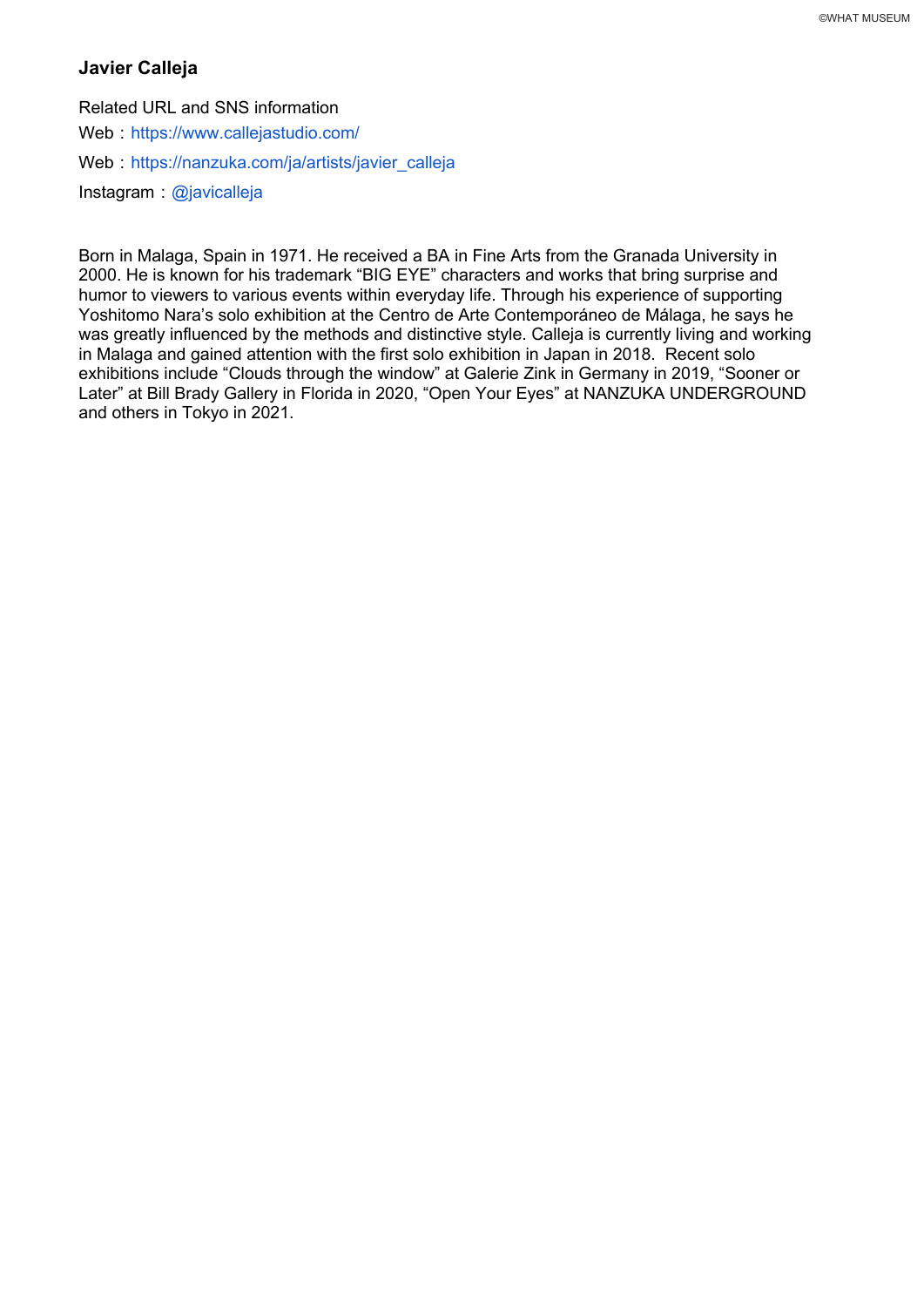## Javier Calleja

Related URL and SNS information

Web：https://www.callejastudio.com/

Web：https://nanzuka.com/ja/artists/javier_calleja

Instagram：@javicalleja

Born in Malaga, Spain in 1971. He received a BA in Fine Arts from the Granada University in 2000. He is known for his trademark “BIG EYE” characters and works that bring surprise and humor to viewers to various events within everyday life. Through his experience of supporting Yoshitomo Nara’s solo exhibition at the Centro de Arte Contemporáneo de Málaga, he says he was greatly influenced by the methods and distinctive style. Calleja is currently living and working in Malaga and gained attention with the first solo exhibition in Japan in 2018. Recent solo exhibitions include “Clouds through the window” at Galerie Zink in Germany in 2019, “Sooner or Later” at Bill Brady Gallery in Florida in 2020, “Open Your Eyes” at NANZUKA UNDERGROUND and others in Tokyo in 2021.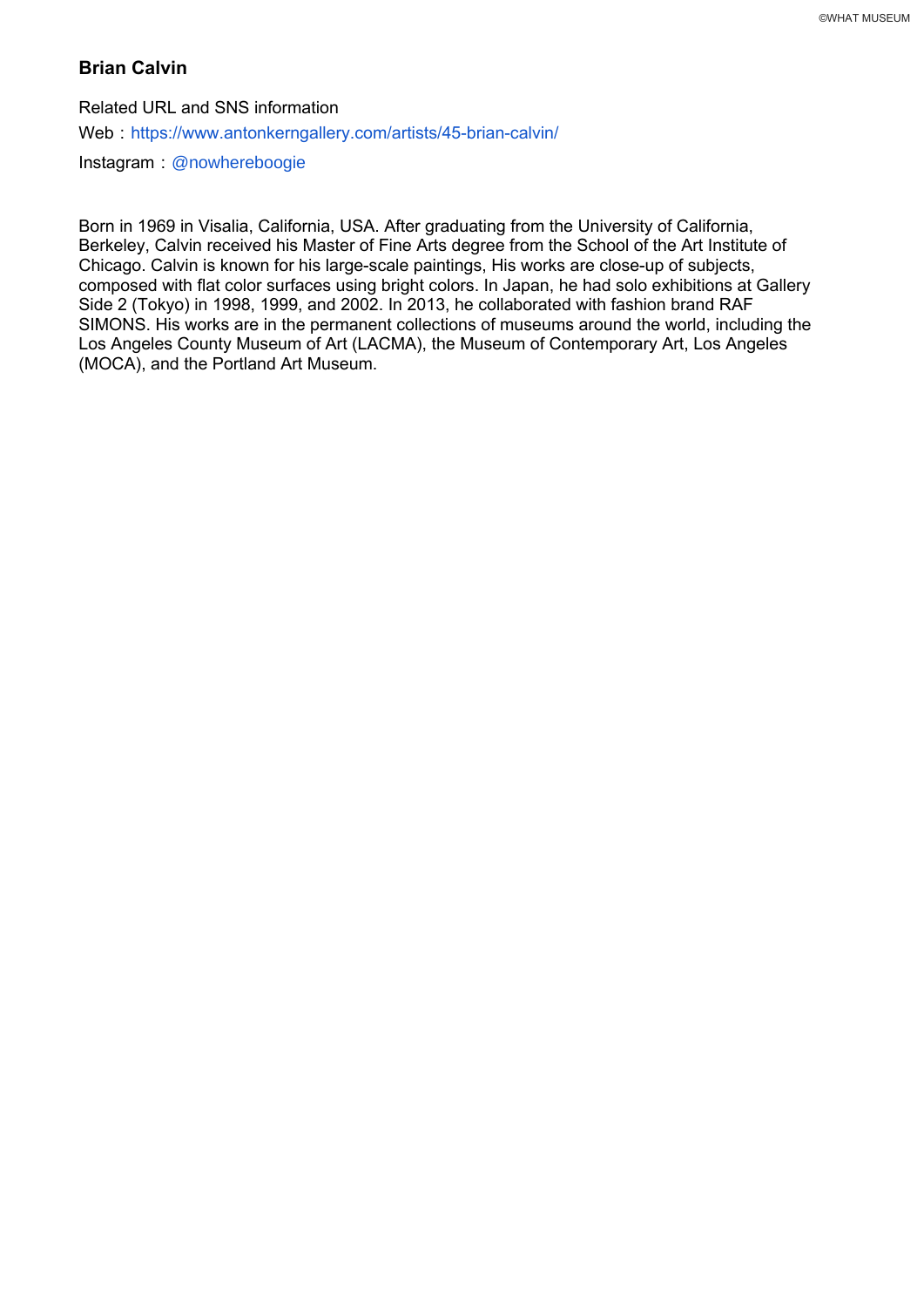## Brian Calvin

Related URL and SNS information

Web：https://www.antonkerngallery.com/artists/45-brian-calvin/

Instagram：@nowhereboogie

Born in 1969 in Visalia, California, USA. After graduating from the University of California, Berkeley, Calvin received his Master of Fine Arts degree from the School of the Art Institute of Chicago. Calvin is known for his large-scale paintings, His works are close-up of subjects, composed with flat color surfaces using bright colors. In Japan, he had solo exhibitions at Gallery Side 2 (Tokyo) in 1998, 1999, and 2002. In 2013, he collaborated with fashion brand RAF SIMONS. His works are in the permanent collections of museums around the world, including the Los Angeles County Museum of Art (LACMA), the Museum of Contemporary Art, Los Angeles (MOCA), and the Portland Art Museum.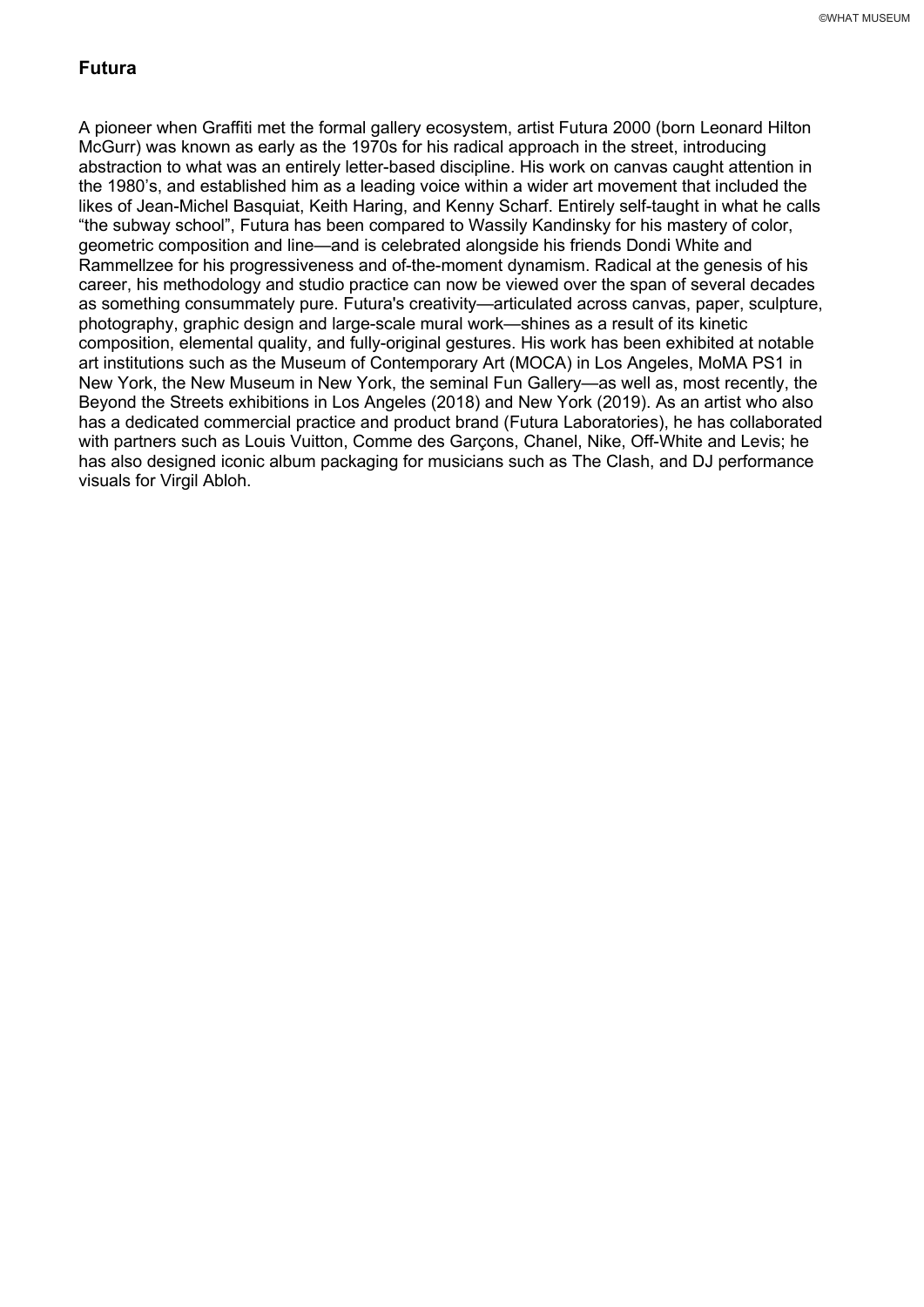## Futura

A pioneer when Graffiti met the formal gallery ecosystem, artist Futura 2000 (born Leonard Hilton McGurr) was known as early as the 1970s for his radical approach in the street, introducing abstraction to what was an entirely letter-based discipline. His work on canvas caught attention in the 1980's, and established him as a leading voice within a wider art movement that included the likes of Jean-Michel Basquiat, Keith Haring, and Kenny Scharf. Entirely self-taught in what he calls "the subway school", Futura has been compared to Wassily Kandinsky for his mastery of color, geometric composition and line—and is celebrated alongside his friends Dondi White and Rammellzee for his progressiveness and of-the-moment dynamism. Radical at the genesis of his career, his methodology and studio practice can now be viewed over the span of several decades as something consummately pure. Futura's creativity—articulated across canvas, paper, sculpture, photography, graphic design and large-scale mural work—shines as a result of its kinetic composition, elemental quality, and fully-original gestures. His work has been exhibited at notable art institutions such as the Museum of Contemporary Art (MOCA) in Los Angeles, MoMA PS1 in New York, the New Museum in New York, the seminal Fun Gallery—as well as, most recently, the Beyond the Streets exhibitions in Los Angeles (2018) and New York (2019). As an artist who also has a dedicated commercial practice and product brand (Futura Laboratories), he has collaborated with partners such as Louis Vuitton, Comme des Garçons, Chanel, Nike, Off-White and Levis; he has also designed iconic album packaging for musicians such as The Clash, and DJ performance visuals for Virgil Abloh.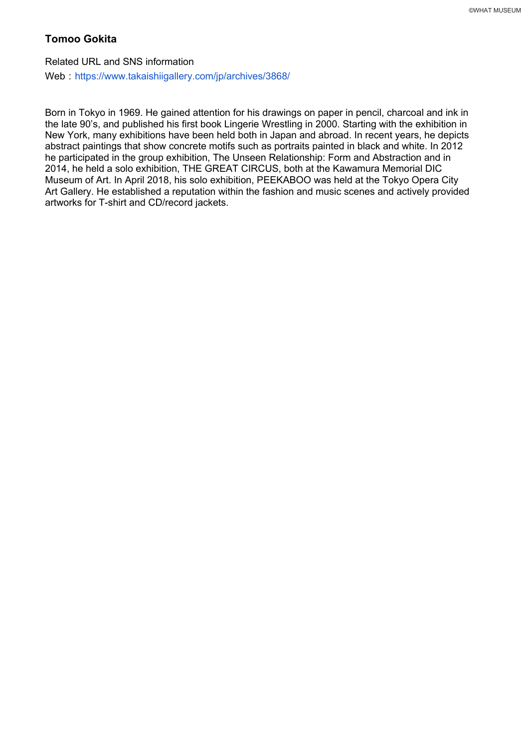## Tomoo Gokita

Related URL and SNS information

Web：https://www.takaishiigallery.com/jp/archives/3868/

Born in Tokyo in 1969. He gained attention for his drawings on paper in pencil, charcoal and ink in the late 90's, and published his first book Lingerie Wrestling in 2000. Starting with the exhibition in New York, many exhibitions have been held both in Japan and abroad. In recent years, he depicts abstract paintings that show concrete motifs such as portraits painted in black and white. In 2012 he participated in the group exhibition, The Unseen Relationship: Form and Abstraction and in 2014, he held a solo exhibition, THE GREAT CIRCUS, both at the Kawamura Memorial DIC Museum of Art. In April 2018, his solo exhibition, PEEKABOO was held at the Tokyo Opera City Art Gallery. He established a reputation within the fashion and music scenes and actively provided artworks for T-shirt and CD/record jackets.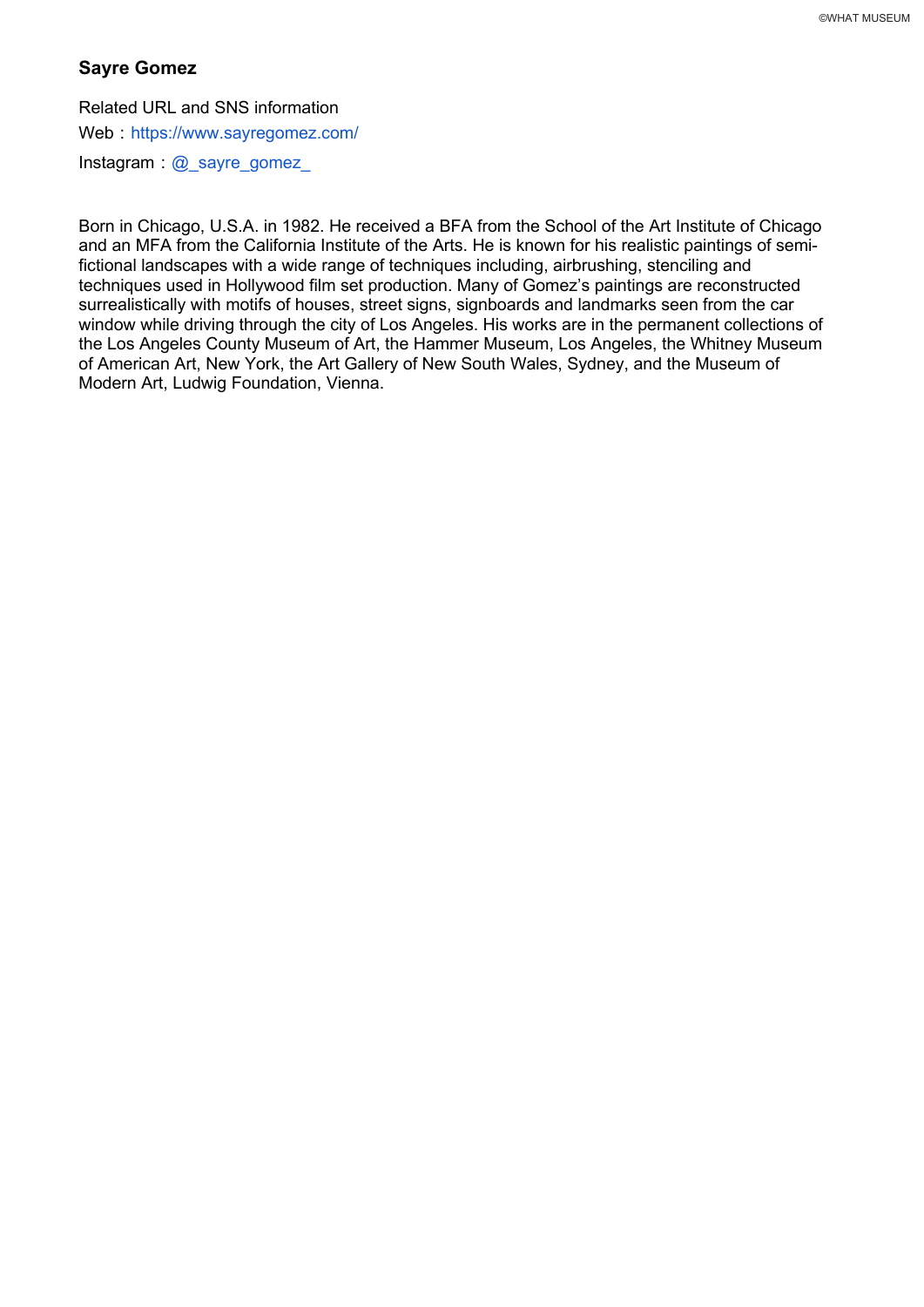## Sayre Gomez

Related URL and SNS information

Web：https://www.sayregomez.com/

Instagram：@_sayre_gomez_

Born in Chicago, U.S.A. in 1982. He received a BFA from the School of the Art Institute of Chicago and an MFA from the California Institute of the Arts. He is known for his realistic paintings of semi-fictional landscapes with a wide range of techniques including, airbrushing, stenciling and techniques used in Hollywood film set production. Many of Gomez's paintings are reconstructed surrealistically with motifs of houses, street signs, signboards and landmarks seen from the car window while driving through the city of Los Angeles. His works are in the permanent collections of the Los Angeles County Museum of Art, the Hammer Museum, Los Angeles, the Whitney Museum of American Art, New York, the Art Gallery of New South Wales, Sydney, and the Museum of Modern Art, Ludwig Foundation, Vienna.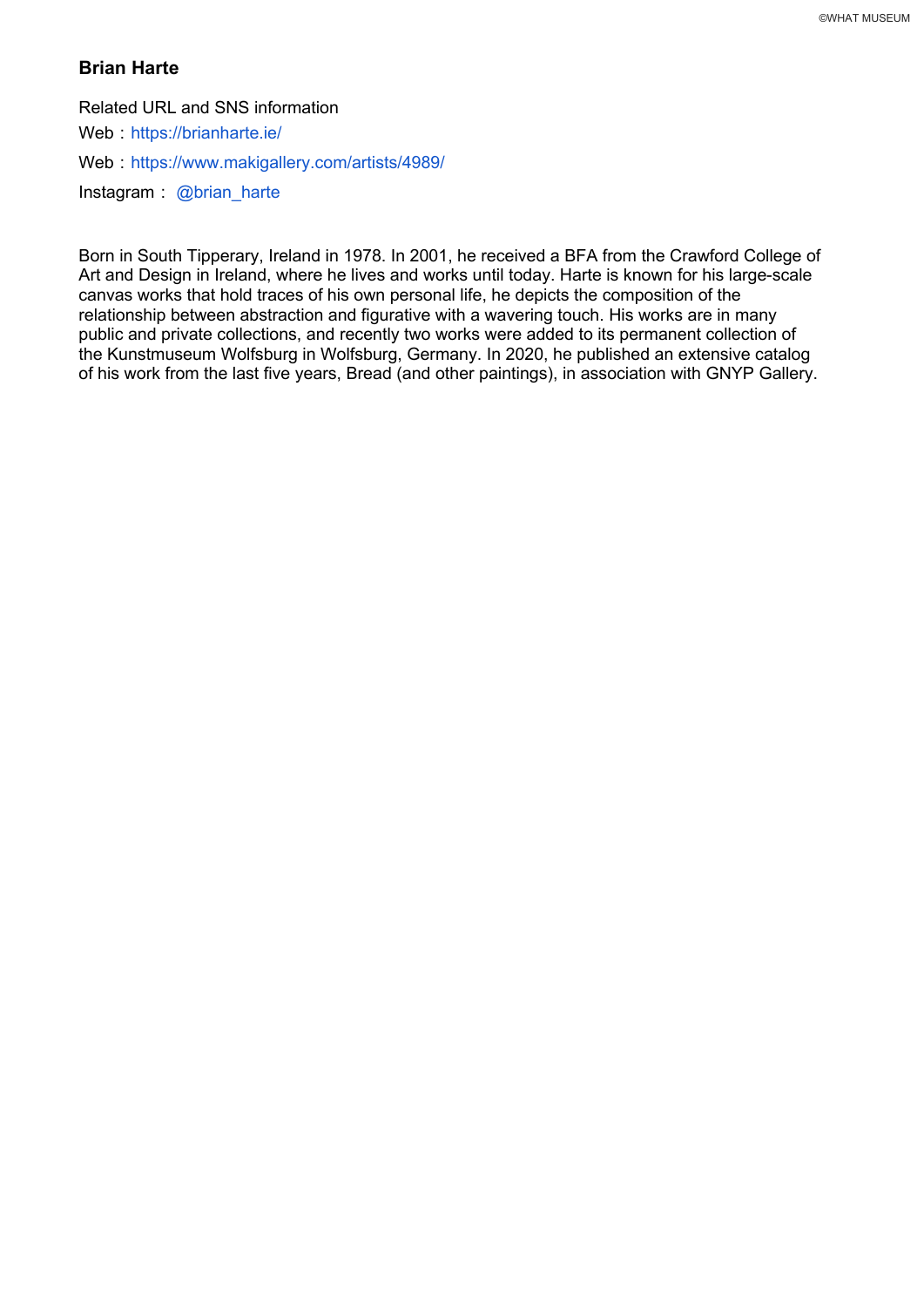## Brian Harte

Related URL and SNS information

Web：https://brianharte.ie/

Web：https://www.makigallery.com/artists/4989/

Instagram： @brian_harte

Born in South Tipperary, Ireland in 1978. In 2001, he received a BFA from the Crawford College of Art and Design in Ireland, where he lives and works until today. Harte is known for his large-scale canvas works that hold traces of his own personal life, he depicts the composition of the relationship between abstraction and figurative with a wavering touch. His works are in many public and private collections, and recently two works were added to its permanent collection of the Kunstmuseum Wolfsburg in Wolfsburg, Germany. In 2020, he published an extensive catalog of his work from the last five years, Bread (and other paintings), in association with GNYP Gallery.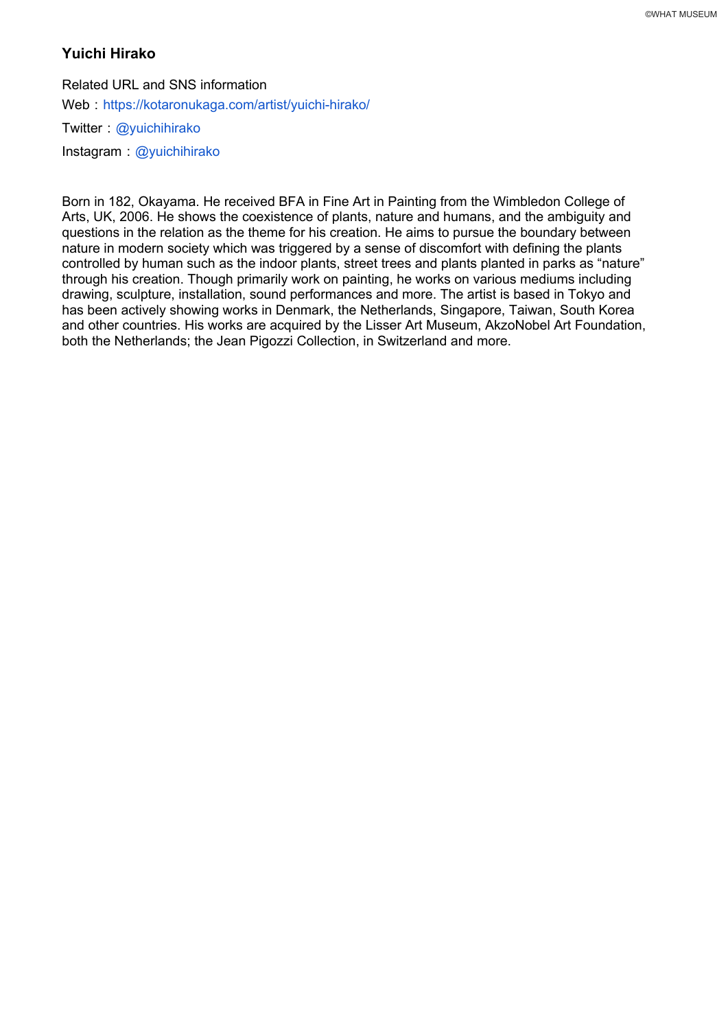### Yuichi Hirako

Related URL and SNS information

Web：https://kotaronukaga.com/artist/yuichi-hirako/

Twitter：@yuichihirako

Instagram：@yuichihirako

Born in 182, Okayama. He received BFA in Fine Art in Painting from the Wimbledon College of Arts, UK, 2006. He shows the coexistence of plants, nature and humans, and the ambiguity and questions in the relation as the theme for his creation. He aims to pursue the boundary between nature in modern society which was triggered by a sense of discomfort with defining the plants controlled by human such as the indoor plants, street trees and plants planted in parks as "nature" through his creation. Though primarily work on painting, he works on various mediums including drawing, sculpture, installation, sound performances and more. The artist is based in Tokyo and has been actively showing works in Denmark, the Netherlands, Singapore, Taiwan, South Korea and other countries. His works are acquired by the Lisser Art Museum, AkzoNobel Art Foundation, both the Netherlands; the Jean Pigozzi Collection, in Switzerland and more.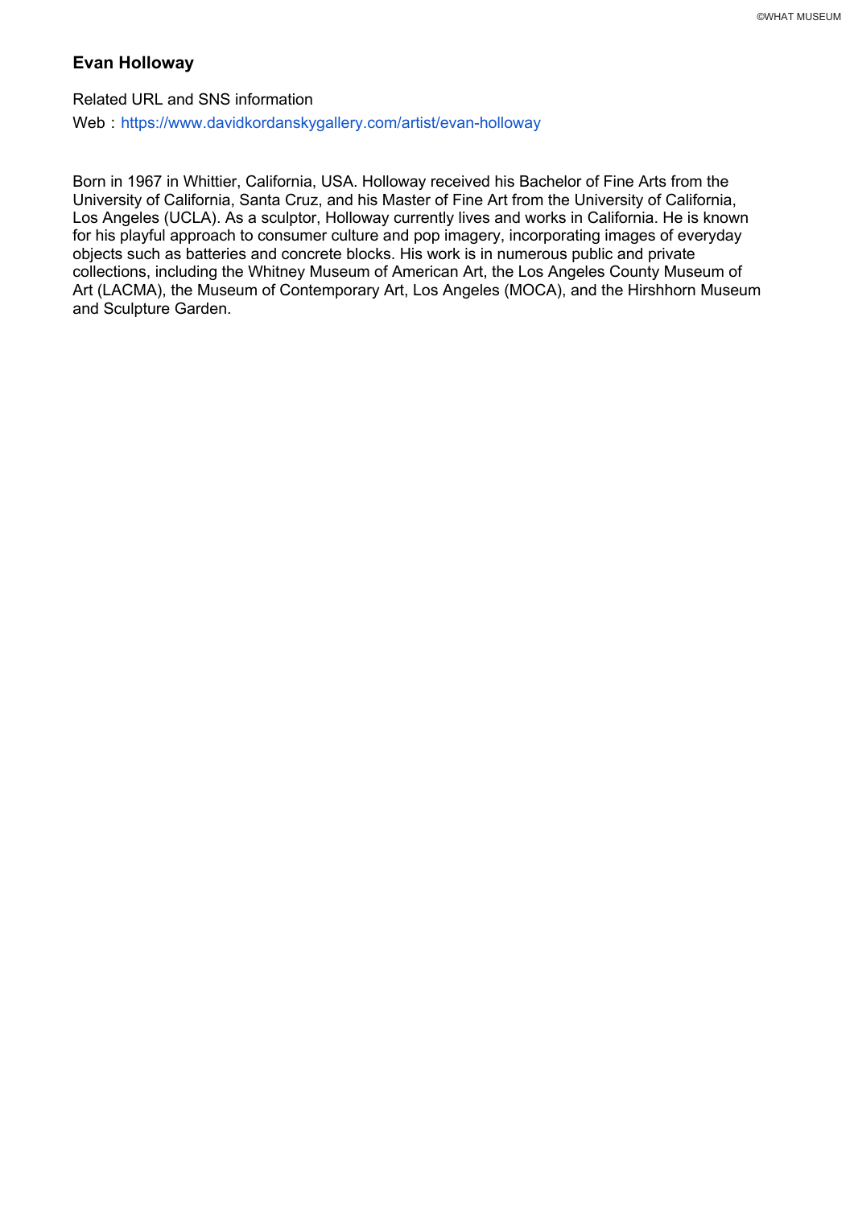## Evan Holloway

Related URL and SNS information

Web：https://www.davidkordanskygallery.com/artist/evan-holloway

Born in 1967 in Whittier, California, USA. Holloway received his Bachelor of Fine Arts from the University of California, Santa Cruz, and his Master of Fine Art from the University of California, Los Angeles (UCLA). As a sculptor, Holloway currently lives and works in California. He is known for his playful approach to consumer culture and pop imagery, incorporating images of everyday objects such as batteries and concrete blocks. His work is in numerous public and private collections, including the Whitney Museum of American Art, the Los Angeles County Museum of Art (LACMA), the Museum of Contemporary Art, Los Angeles (MOCA), and the Hirshhorn Museum and Sculpture Garden.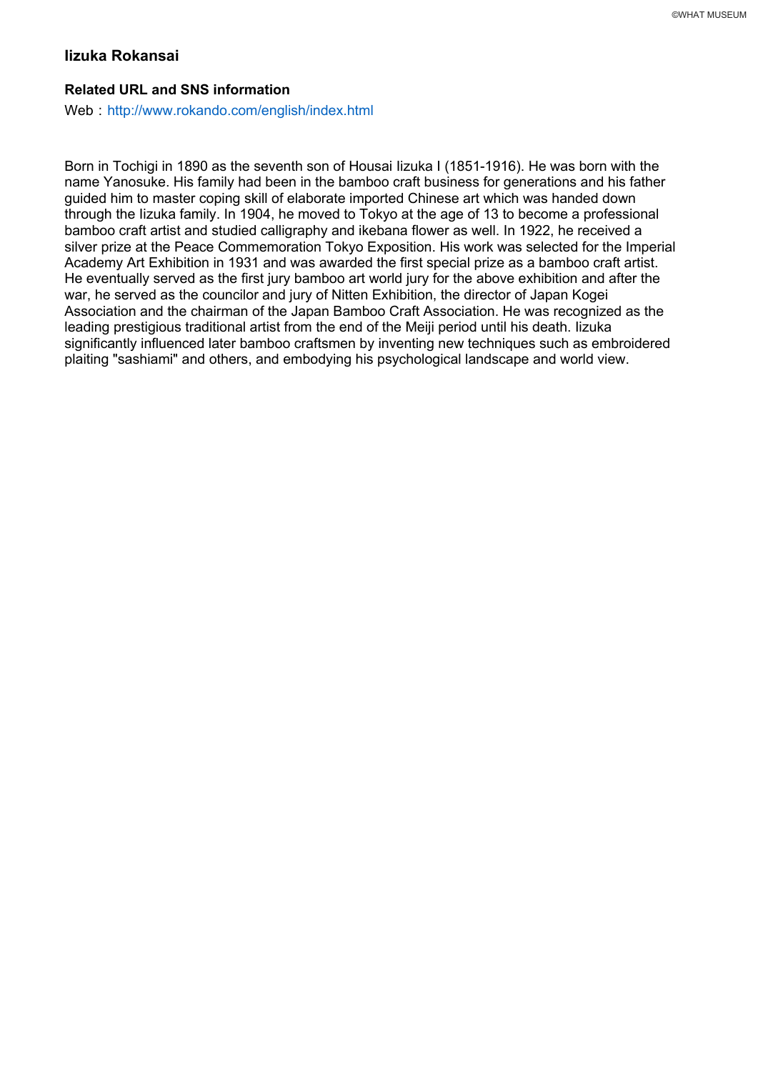## Iizuka Rokansai

### Related URL and SNS information

Web：http://www.rokando.com/english/index.html

Born in Tochigi in 1890 as the seventh son of Housai Iizuka I (1851-1916). He was born with the name Yanosuke. His family had been in the bamboo craft business for generations and his father guided him to master coping skill of elaborate imported Chinese art which was handed down through the Iizuka family. In 1904, he moved to Tokyo at the age of 13 to become a professional bamboo craft artist and studied calligraphy and ikebana flower as well. In 1922, he received a silver prize at the Peace Commemoration Tokyo Exposition. His work was selected for the Imperial Academy Art Exhibition in 1931 and was awarded the first special prize as a bamboo craft artist. He eventually served as the first jury bamboo art world jury for the above exhibition and after the war, he served as the councilor and jury of Nitten Exhibition, the director of Japan Kogei Association and the chairman of the Japan Bamboo Craft Association. He was recognized as the leading prestigious traditional artist from the end of the Meiji period until his death. Iizuka significantly influenced later bamboo craftsmen by inventing new techniques such as embroidered plaiting "sashiami" and others, and embodying his psychological landscape and world view.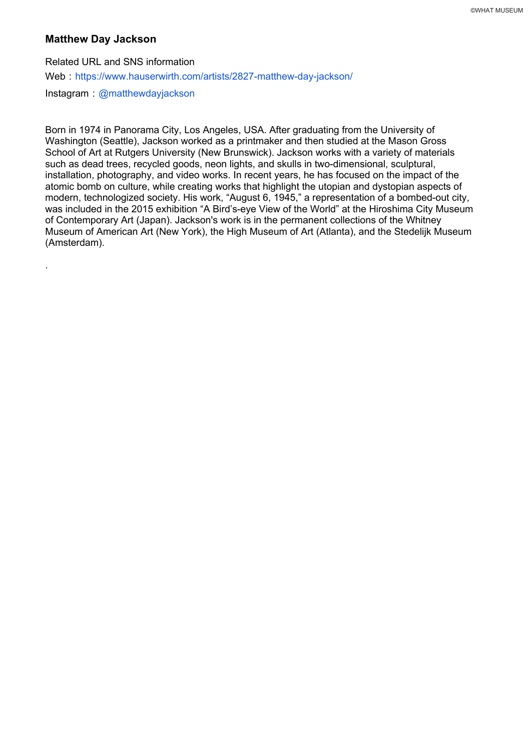**Matthew Day Jackson**

Related URL and SNS information

Web：https://www.hauserwirth.com/artists/2827-matthew-day-jackson/

Instagram：@matthewdayjackson

Born in 1974 in Panorama City, Los Angeles, USA. After graduating from the University of Washington (Seattle), Jackson worked as a printmaker and then studied at the Mason Gross School of Art at Rutgers University (New Brunswick). Jackson works with a variety of materials such as dead trees, recycled goods, neon lights, and skulls in two-dimensional, sculptural, installation, photography, and video works. In recent years, he has focused on the impact of the atomic bomb on culture, while creating works that highlight the utopian and dystopian aspects of modern, technologized society. His work, “August 6, 1945,” a representation of a bombed-out city, was included in the 2015 exhibition “A Bird’s-eye View of the World” at the Hiroshima City Museum of Contemporary Art (Japan). Jackson's work is in the permanent collections of the Whitney Museum of American Art (New York), the High Museum of Art (Atlanta), and the Stedelijk Museum (Amsterdam).

.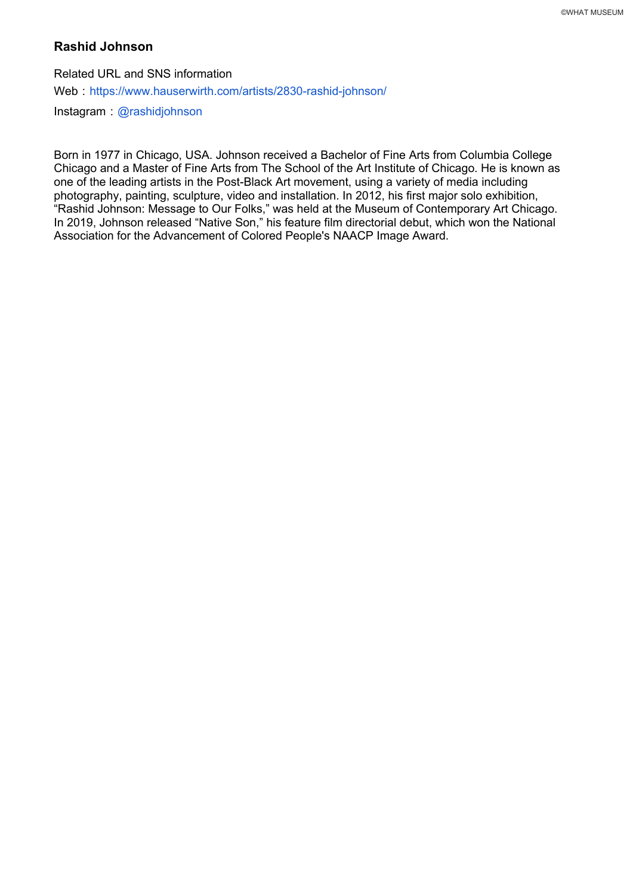## Rashid Johnson

Related URL and SNS information

Web：https://www.hauserwirth.com/artists/2830-rashid-johnson/

Instagram：@rashidjohnson

Born in 1977 in Chicago, USA. Johnson received a Bachelor of Fine Arts from Columbia College Chicago and a Master of Fine Arts from The School of the Art Institute of Chicago. He is known as one of the leading artists in the Post-Black Art movement, using a variety of media including photography, painting, sculpture, video and installation. In 2012, his first major solo exhibition, “Rashid Johnson: Message to Our Folks,” was held at the Museum of Contemporary Art Chicago. In 2019, Johnson released “Native Son,” his feature film directorial debut, which won the National Association for the Advancement of Colored People's NAACP Image Award.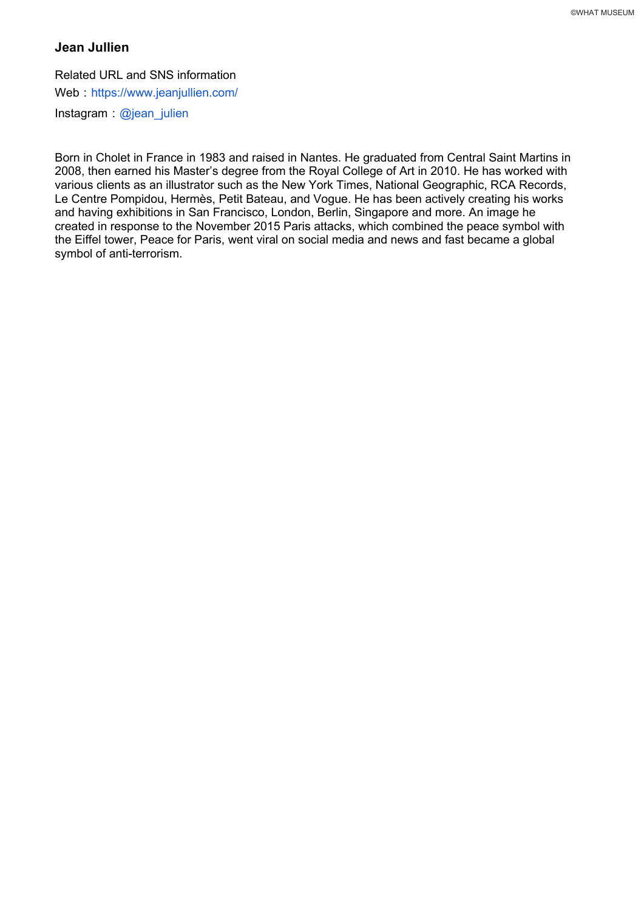## Jean Jullien

Related URL and SNS information

Web：https://www.jeanjullien.com/

Instagram：@jean_julien

Born in Cholet in France in 1983 and raised in Nantes. He graduated from Central Saint Martins in 2008, then earned his Master's degree from the Royal College of Art in 2010. He has worked with various clients as an illustrator such as the New York Times, National Geographic, RCA Records, Le Centre Pompidou, Hermès, Petit Bateau, and Vogue. He has been actively creating his works and having exhibitions in San Francisco, London, Berlin, Singapore and more. An image he created in response to the November 2015 Paris attacks, which combined the peace symbol with the Eiffel tower, Peace for Paris, went viral on social media and news and fast became a global symbol of anti-terrorism.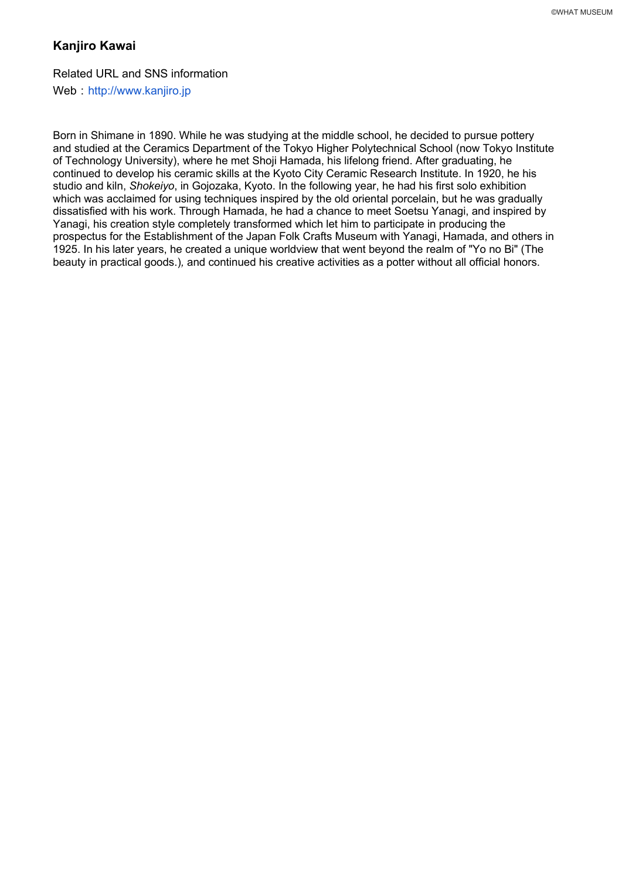## Kanjiro Kawai

Related URL and SNS information

Web：http://www.kanjiro.jp

Born in Shimane in 1890. While he was studying at the middle school, he decided to pursue pottery and studied at the Ceramics Department of the Tokyo Higher Polytechnical School (now Tokyo Institute of Technology University), where he met Shoji Hamada, his lifelong friend. After graduating, he continued to develop his ceramic skills at the Kyoto City Ceramic Research Institute. In 1920, he his studio and kiln, *Shokeiyo*, in Gojozaka, Kyoto. In the following year, he had his first solo exhibition which was acclaimed for using techniques inspired by the old oriental porcelain, but he was gradually dissatisfied with his work. Through Hamada, he had a chance to meet Soetsu Yanagi, and inspired by Yanagi, his creation style completely transformed which let him to participate in producing the prospectus for the Establishment of the Japan Folk Crafts Museum with Yanagi, Hamada, and others in 1925. In his later years, he created a unique worldview that went beyond the realm of "Yo no Bi" (The beauty in practical goods.), and continued his creative activities as a potter without all official honors.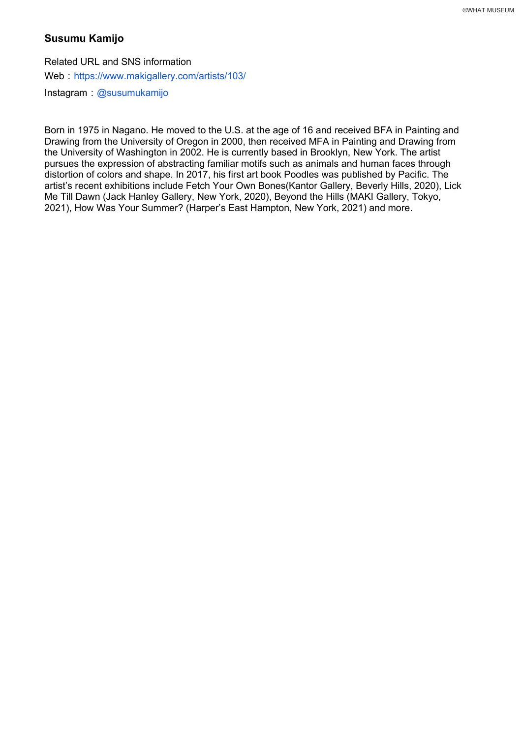## Susumu Kamijo

Related URL and SNS information

Web：https://www.makigallery.com/artists/103/

Instagram：@susumukamijo

Born in 1975 in Nagano. He moved to the U.S. at the age of 16 and received BFA in Painting and Drawing from the University of Oregon in 2000, then received MFA in Painting and Drawing from the University of Washington in 2002. He is currently based in Brooklyn, New York. The artist pursues the expression of abstracting familiar motifs such as animals and human faces through distortion of colors and shape. In 2017, his first art book Poodles was published by Pacific. The artist's recent exhibitions include Fetch Your Own Bones(Kantor Gallery, Beverly Hills, 2020), Lick Me Till Dawn (Jack Hanley Gallery, New York, 2020), Beyond the Hills (MAKI Gallery, Tokyo, 2021), How Was Your Summer? (Harper's East Hampton, New York, 2021) and more.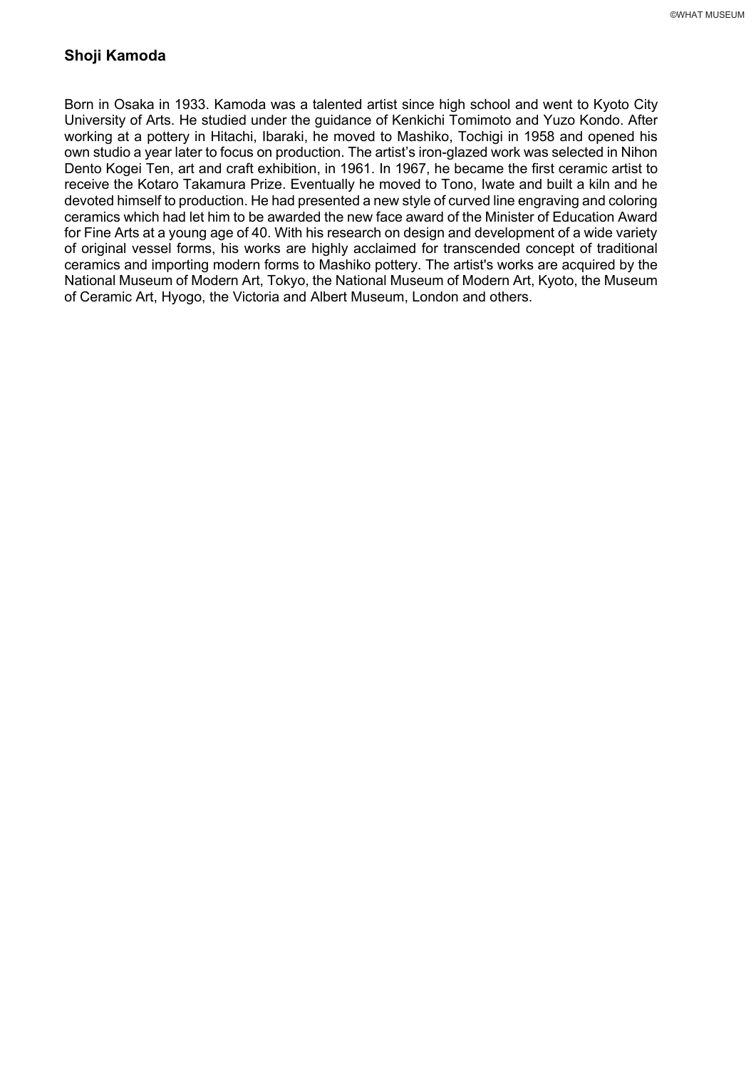## Shoji Kamoda

Born in Osaka in 1933. Kamoda was a talented artist since high school and went to Kyoto City University of Arts. He studied under the guidance of Kenkichi Tomimoto and Yuzo Kondo. After working at a pottery in Hitachi, Ibaraki, he moved to Mashiko, Tochigi in 1958 and opened his own studio a year later to focus on production. The artist's iron-glazed work was selected in Nihon Dento Kogei Ten, art and craft exhibition, in 1961. In 1967, he became the first ceramic artist to receive the Kotaro Takamura Prize. Eventually he moved to Tono, Iwate and built a kiln and he devoted himself to production. He had presented a new style of curved line engraving and coloring ceramics which had let him to be awarded the new face award of the Minister of Education Award for Fine Arts at a young age of 40. With his research on design and development of a wide variety of original vessel forms, his works are highly acclaimed for transcended concept of traditional ceramics and importing modern forms to Mashiko pottery. The artist's works are acquired by the National Museum of Modern Art, Tokyo, the National Museum of Modern Art, Kyoto, the Museum of Ceramic Art, Hyogo, the Victoria and Albert Museum, London and others.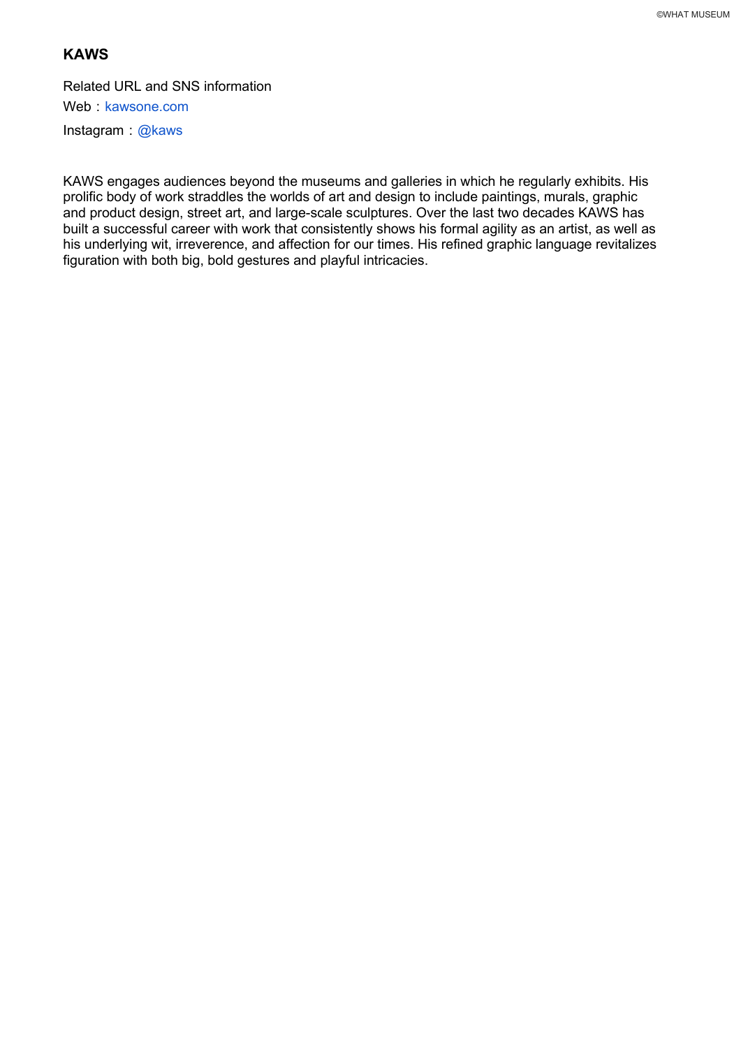## KAWS

Related URL and SNS information

Web：kawsone.com

Instagram：@kaws

KAWS engages audiences beyond the museums and galleries in which he regularly exhibits. His prolific body of work straddles the worlds of art and design to include paintings, murals, graphic and product design, street art, and large-scale sculptures. Over the last two decades KAWS has built a successful career with work that consistently shows his formal agility as an artist, as well as his underlying wit, irreverence, and affection for our times. His refined graphic language revitalizes figuration with both big, bold gestures and playful intricacies.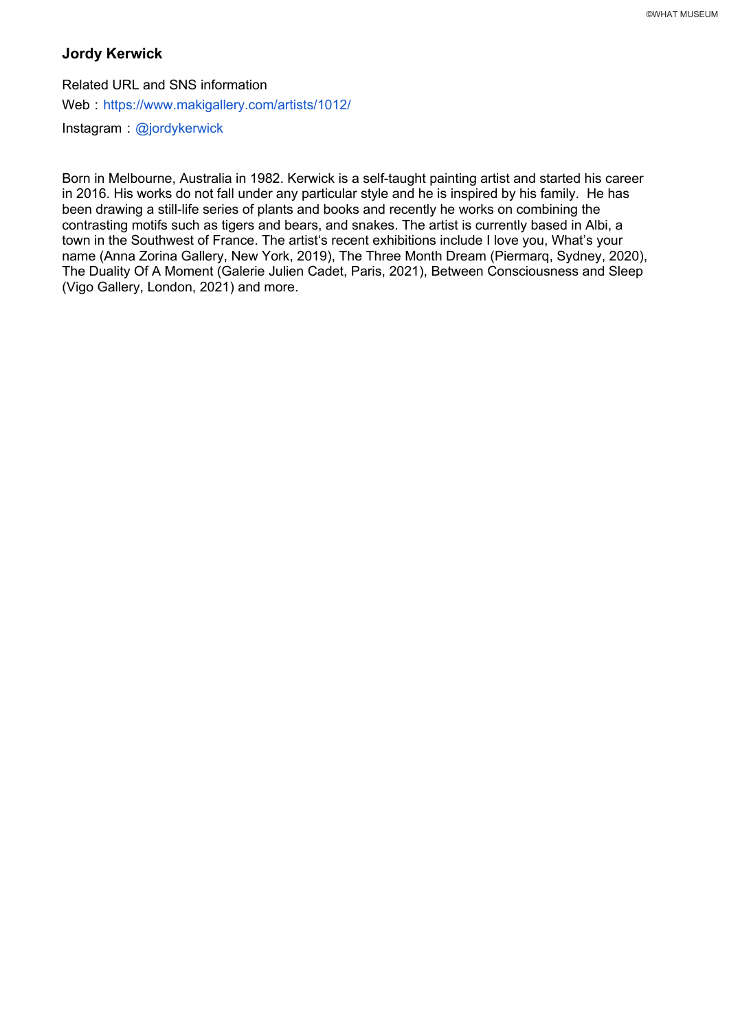# Jordy Kerwick

Related URL and SNS information

Web：https://www.makigallery.com/artists/1012/

Instagram：@jordykerwick

Born in Melbourne, Australia in 1982. Kerwick is a self-taught painting artist and started his career in 2016. His works do not fall under any particular style and he is inspired by his family.  He has been drawing a still-life series of plants and books and recently he works on combining the contrasting motifs such as tigers and bears, and snakes. The artist is currently based in Albi, a town in the Southwest of France. The artist's recent exhibitions include I love you, What's your name (Anna Zorina Gallery, New York, 2019), The Three Month Dream (Piermarq, Sydney, 2020), The Duality Of A Moment (Galerie Julien Cadet, Paris, 2021), Between Consciousness and Sleep (Vigo Gallery, London, 2021) and more.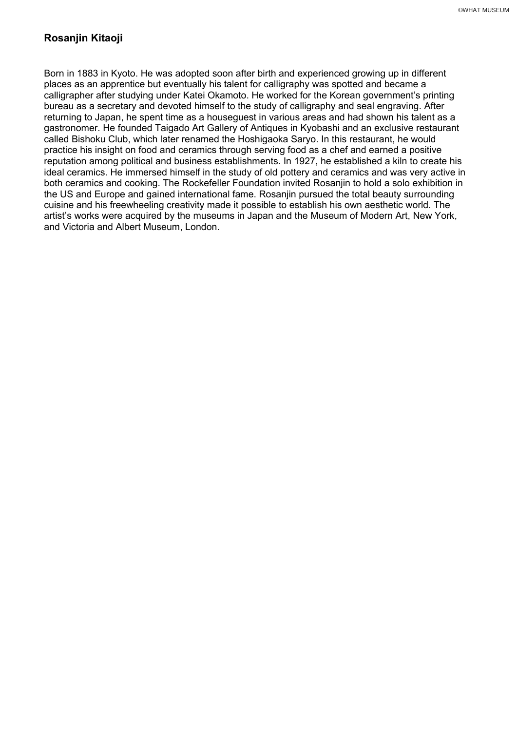## Rosanjin Kitaoji

Born in 1883 in Kyoto. He was adopted soon after birth and experienced growing up in different places as an apprentice but eventually his talent for calligraphy was spotted and became a calligrapher after studying under Katei Okamoto. He worked for the Korean government's printing bureau as a secretary and devoted himself to the study of calligraphy and seal engraving. After returning to Japan, he spent time as a houseguest in various areas and had shown his talent as a gastronomer. He founded Taigado Art Gallery of Antiques in Kyobashi and an exclusive restaurant called Bishoku Club, which later renamed the Hoshigaoka Saryo. In this restaurant, he would practice his insight on food and ceramics through serving food as a chef and earned a positive reputation among political and business establishments. In 1927, he established a kiln to create his ideal ceramics. He immersed himself in the study of old pottery and ceramics and was very active in both ceramics and cooking. The Rockefeller Foundation invited Rosanjin to hold a solo exhibition in the US and Europe and gained international fame. Rosanjin pursued the total beauty surrounding cuisine and his freewheeling creativity made it possible to establish his own aesthetic world. The artist's works were acquired by the museums in Japan and the Museum of Modern Art, New York, and Victoria and Albert Museum, London.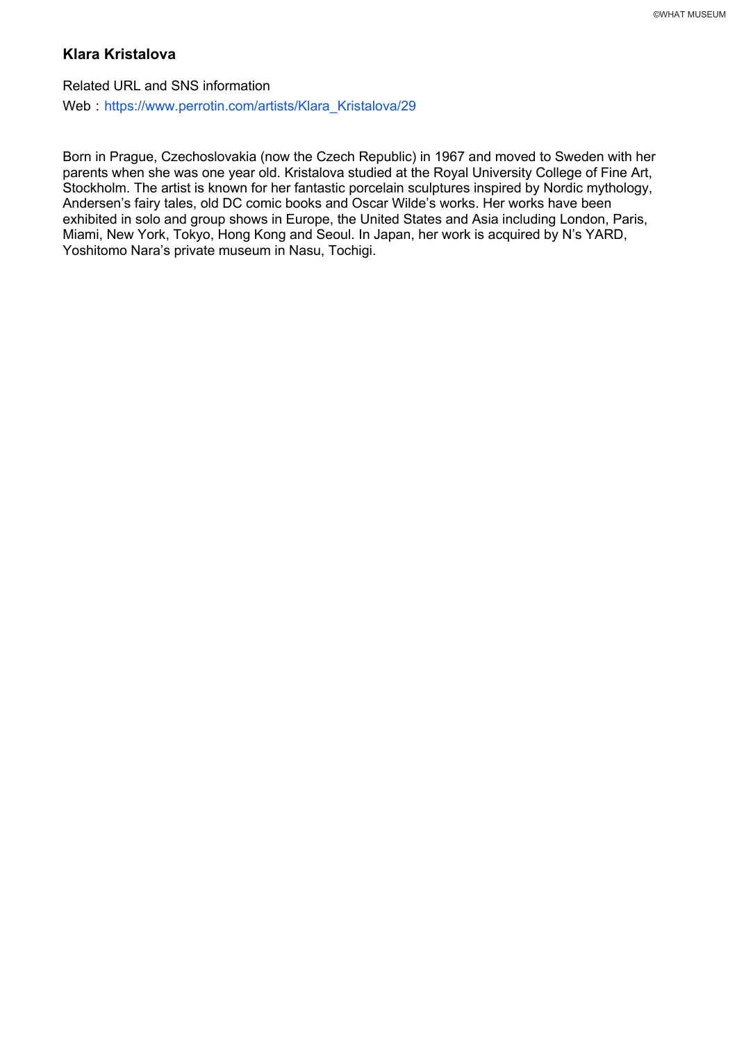## Klara Kristalova

Related URL and SNS information

Web：https://www.perrotin.com/artists/Klara_Kristalova/29

Born in Prague, Czechoslovakia (now the Czech Republic) in 1967 and moved to Sweden with her parents when she was one year old. Kristalova studied at the Royal University College of Fine Art, Stockholm. The artist is known for her fantastic porcelain sculptures inspired by Nordic mythology, Andersen's fairy tales, old DC comic books and Oscar Wilde's works. Her works have been exhibited in solo and group shows in Europe, the United States and Asia including London, Paris, Miami, New York, Tokyo, Hong Kong and Seoul. In Japan, her work is acquired by N's YARD, Yoshitomo Nara's private museum in Nasu, Tochigi.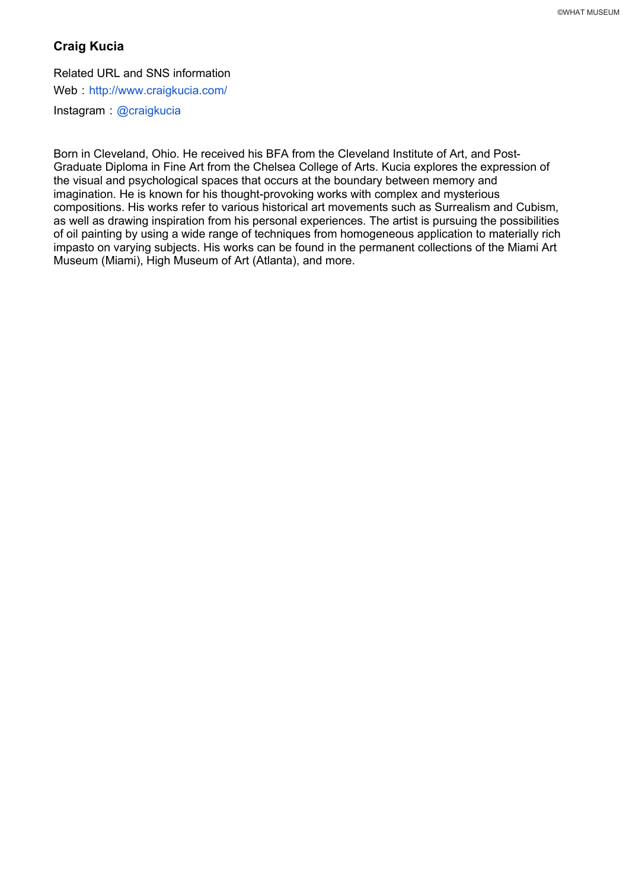## Craig Kucia

Related URL and SNS information

Web：http://www.craigkucia.com/

Instagram：@craigkucia

Born in Cleveland, Ohio. He received his BFA from the Cleveland Institute of Art, and Post-Graduate Diploma in Fine Art from the Chelsea College of Arts. Kucia explores the expression of the visual and psychological spaces that occurs at the boundary between memory and imagination. He is known for his thought-provoking works with complex and mysterious compositions. His works refer to various historical art movements such as Surrealism and Cubism, as well as drawing inspiration from his personal experiences. The artist is pursuing the possibilities of oil painting by using a wide range of techniques from homogeneous application to materially rich impasto on varying subjects. His works can be found in the permanent collections of the Miami Art Museum (Miami), High Museum of Art (Atlanta), and more.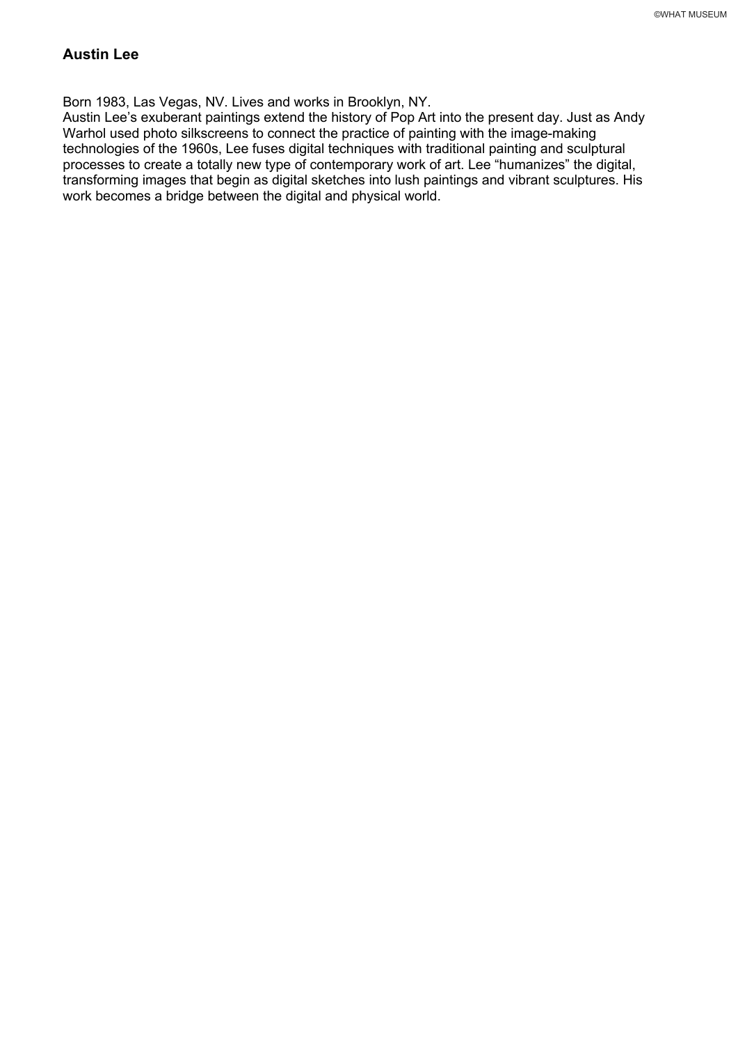## Austin Lee

Born 1983, Las Vegas, NV. Lives and works in Brooklyn, NY.
Austin Lee's exuberant paintings extend the history of Pop Art into the present day. Just as Andy Warhol used photo silkscreens to connect the practice of painting with the image-making technologies of the 1960s, Lee fuses digital techniques with traditional painting and sculptural processes to create a totally new type of contemporary work of art. Lee "humanizes" the digital, transforming images that begin as digital sketches into lush paintings and vibrant sculptures. His work becomes a bridge between the digital and physical world.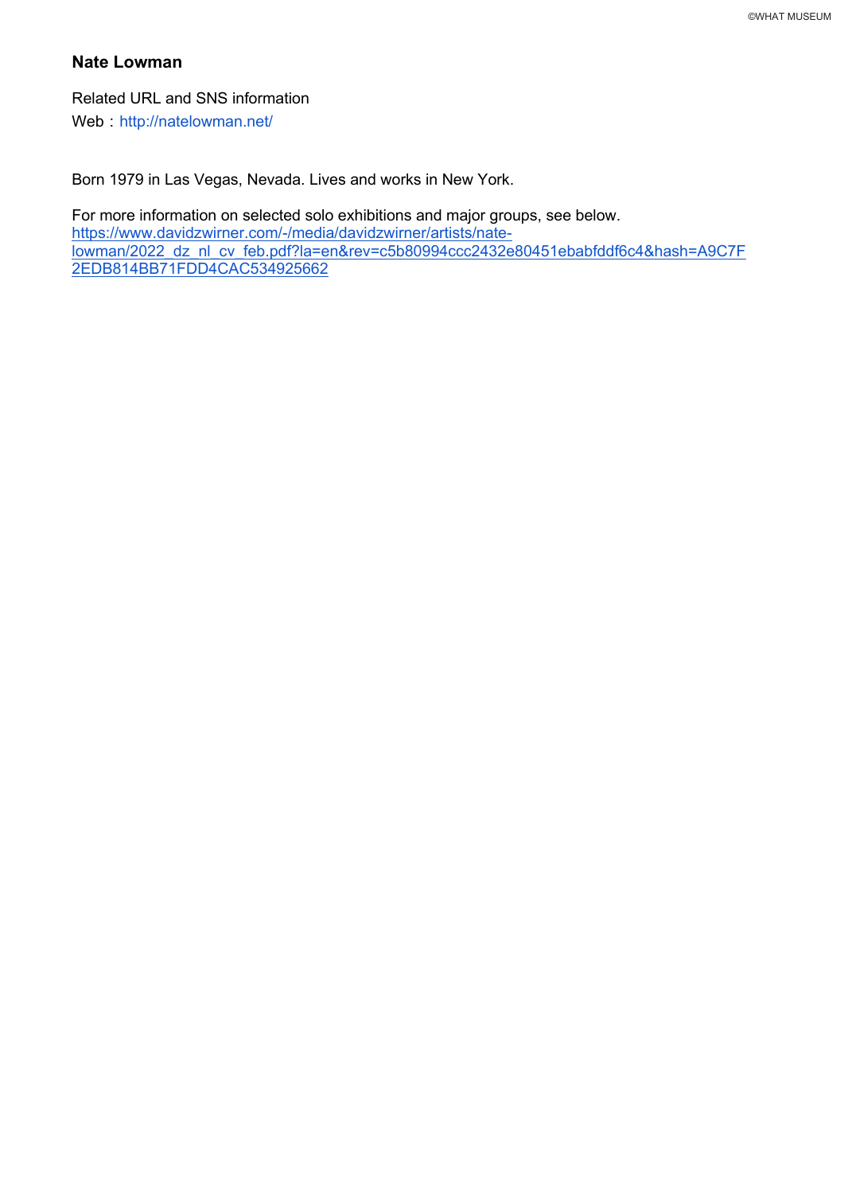## Nate Lowman

Related URL and SNS information

Web：http://natelowman.net/

Born 1979 in Las Vegas, Nevada. Lives and works in New York.

For more information on selected solo exhibitions and major groups, see below.
https://www.davidzwirner.com/-/media/davidzwirner/artists/nate-lowman/2022_dz_nl_cv_feb.pdf?la=en&rev=c5b80994ccc2432e80451ebabfddf6c4&hash=A9C7F2EDB814BB71FDD4CAC534925662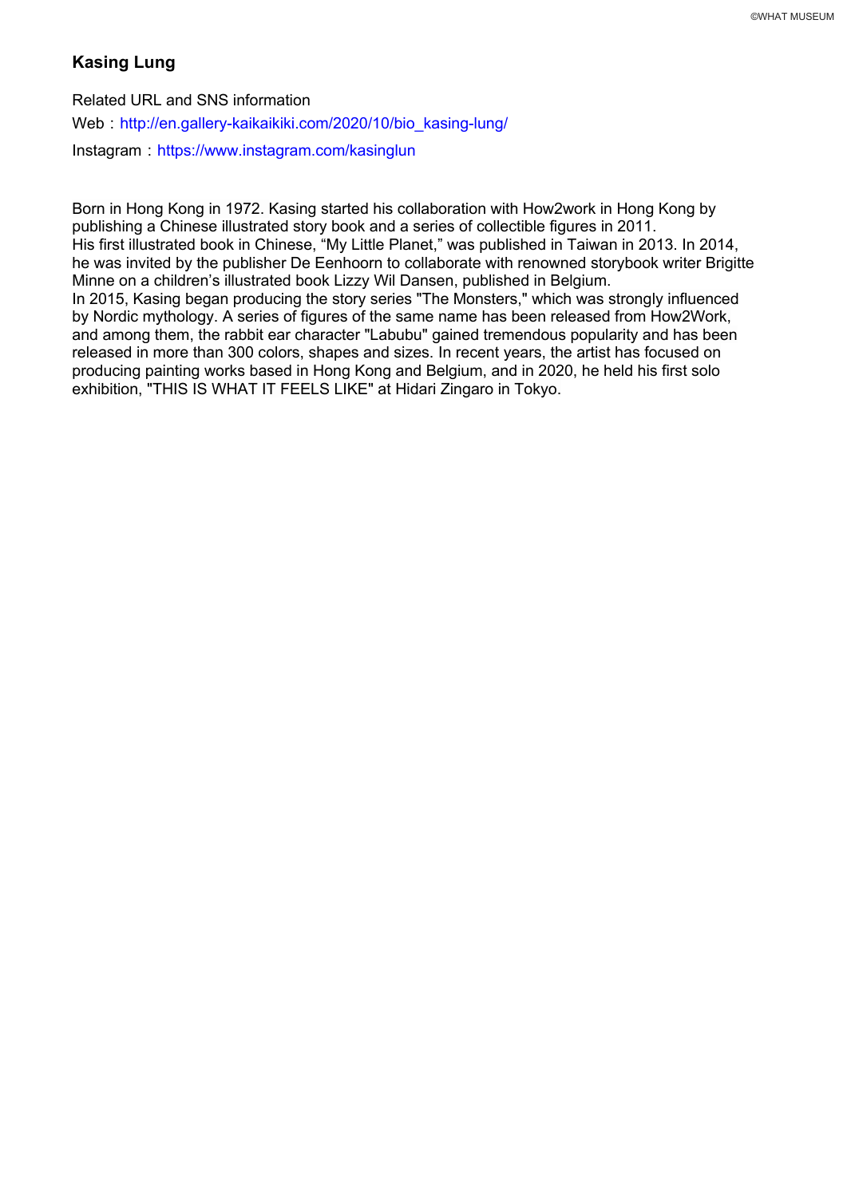## Kasing Lung

Related URL and SNS information

Web：http://en.gallery-kaikaikiki.com/2020/10/bio_kasing-lung/

Instagram：https://www.instagram.com/kasinglun

Born in Hong Kong in 1972. Kasing started his collaboration with How2work in Hong Kong by publishing a Chinese illustrated story book and a series of collectible figures in 2011.
His first illustrated book in Chinese, “My Little Planet,” was published in Taiwan in 2013. In 2014, he was invited by the publisher De Eenhoorn to collaborate with renowned storybook writer Brigitte Minne on a children’s illustrated book Lizzy Wil Dansen, published in Belgium.
In 2015, Kasing began producing the story series "The Monsters," which was strongly influenced by Nordic mythology. A series of figures of the same name has been released from How2Work, and among them, the rabbit ear character "Labubu" gained tremendous popularity and has been released in more than 300 colors, shapes and sizes. In recent years, the artist has focused on producing painting works based in Hong Kong and Belgium, and in 2020, he held his first solo exhibition, "THIS IS WHAT IT FEELS LIKE" at Hidari Zingaro in Tokyo.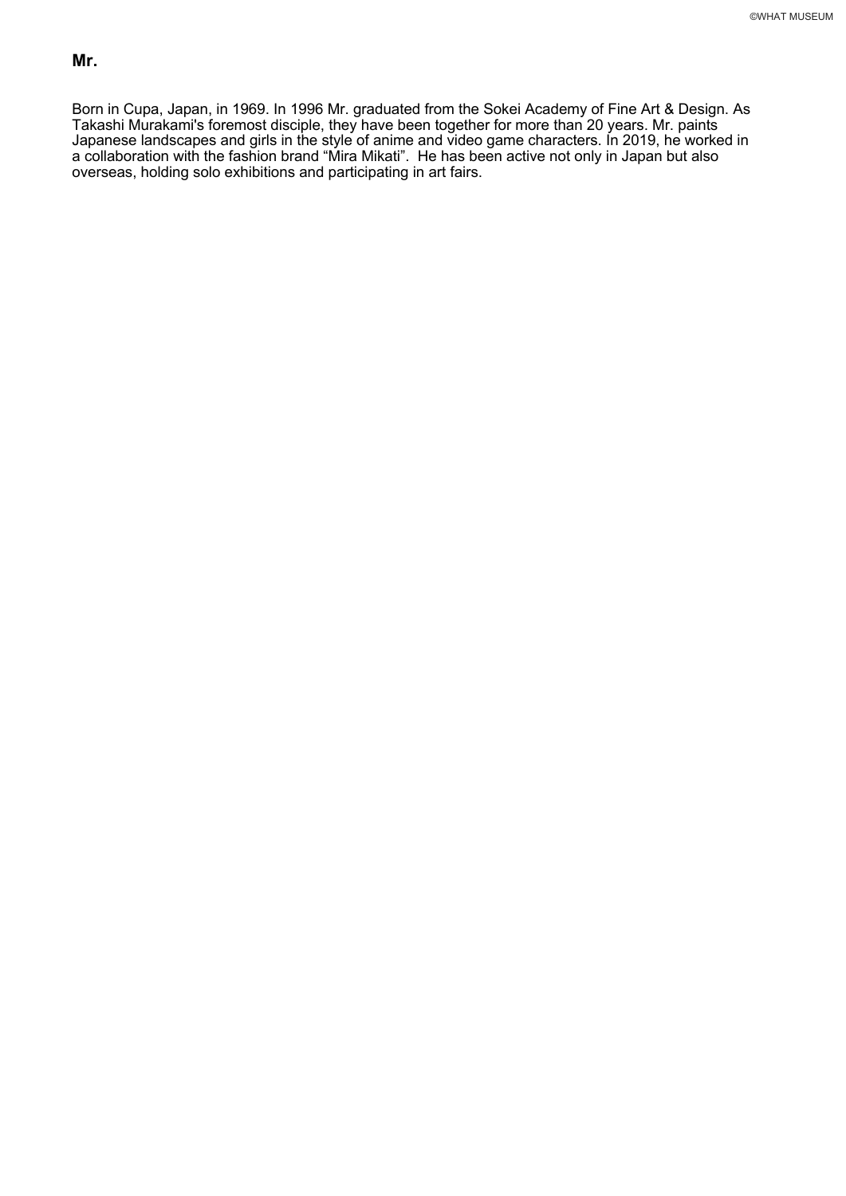## Mr.

Born in Cupa, Japan, in 1969. In 1996 Mr. graduated from the Sokei Academy of Fine Art & Design. As Takashi Murakami's foremost disciple, they have been together for more than 20 years. Mr. paints Japanese landscapes and girls in the style of anime and video game characters. In 2019, he worked in a collaboration with the fashion brand "Mira Mikati". He has been active not only in Japan but also overseas, holding solo exhibitions and participating in art fairs.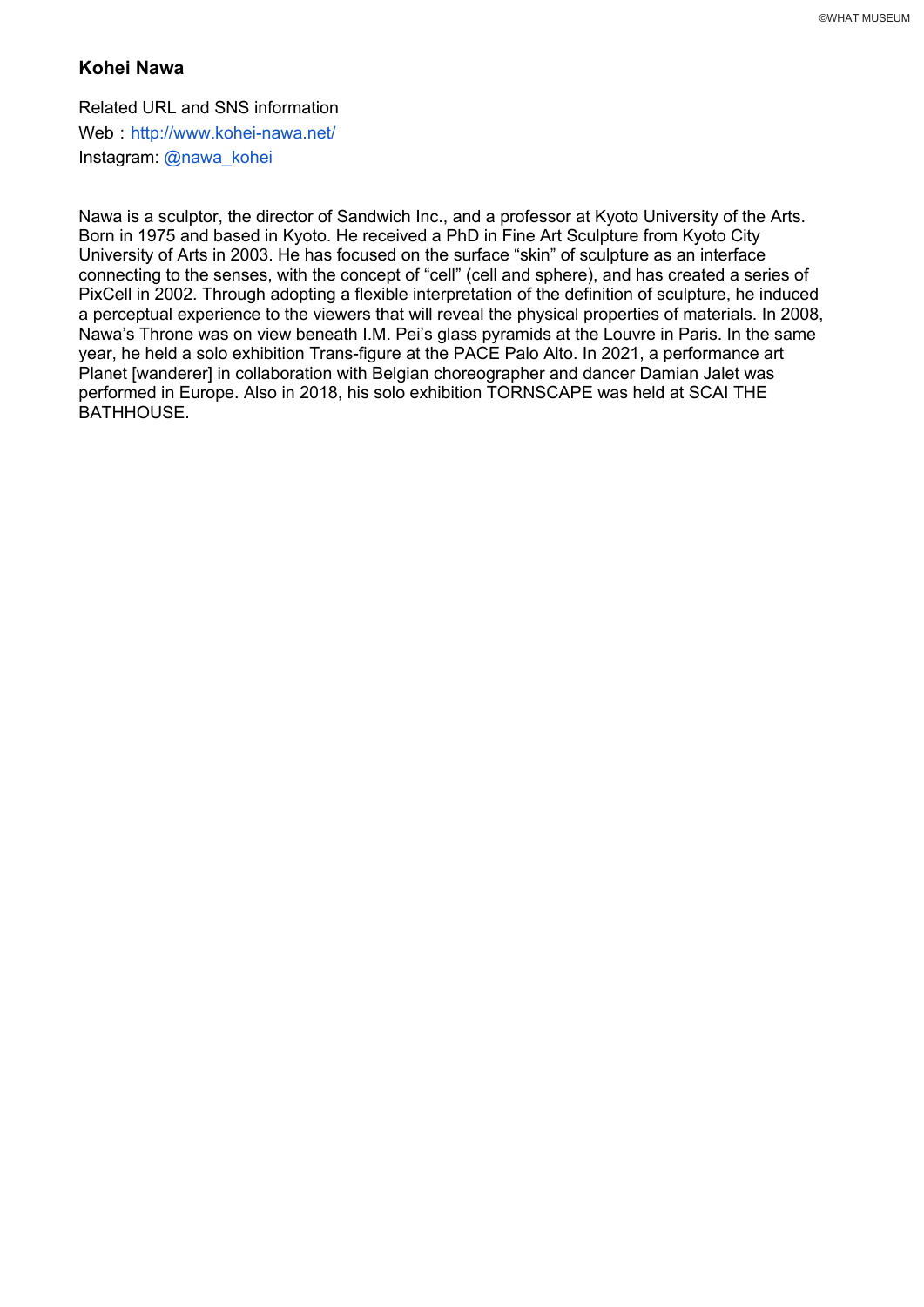## Kohei Nawa

Related URL and SNS information

Web：http://www.kohei-nawa.net/

Instagram: @nawa_kohei

Nawa is a sculptor, the director of Sandwich Inc., and a professor at Kyoto University of the Arts. Born in 1975 and based in Kyoto. He received a PhD in Fine Art Sculpture from Kyoto City University of Arts in 2003. He has focused on the surface “skin” of sculpture as an interface connecting to the senses, with the concept of “cell” (cell and sphere), and has created a series of PixCell in 2002. Through adopting a flexible interpretation of the definition of sculpture, he induced a perceptual experience to the viewers that will reveal the physical properties of materials. In 2008, Nawa’s Throne was on view beneath I.M. Pei’s glass pyramids at the Louvre in Paris. In the same year, he held a solo exhibition Trans-figure at the PACE Palo Alto. In 2021, a performance art Planet [wanderer] in collaboration with Belgian choreographer and dancer Damian Jalet was performed in Europe. Also in 2018, his solo exhibition TORNSCAPE was held at SCAI THE BATHHOUSE.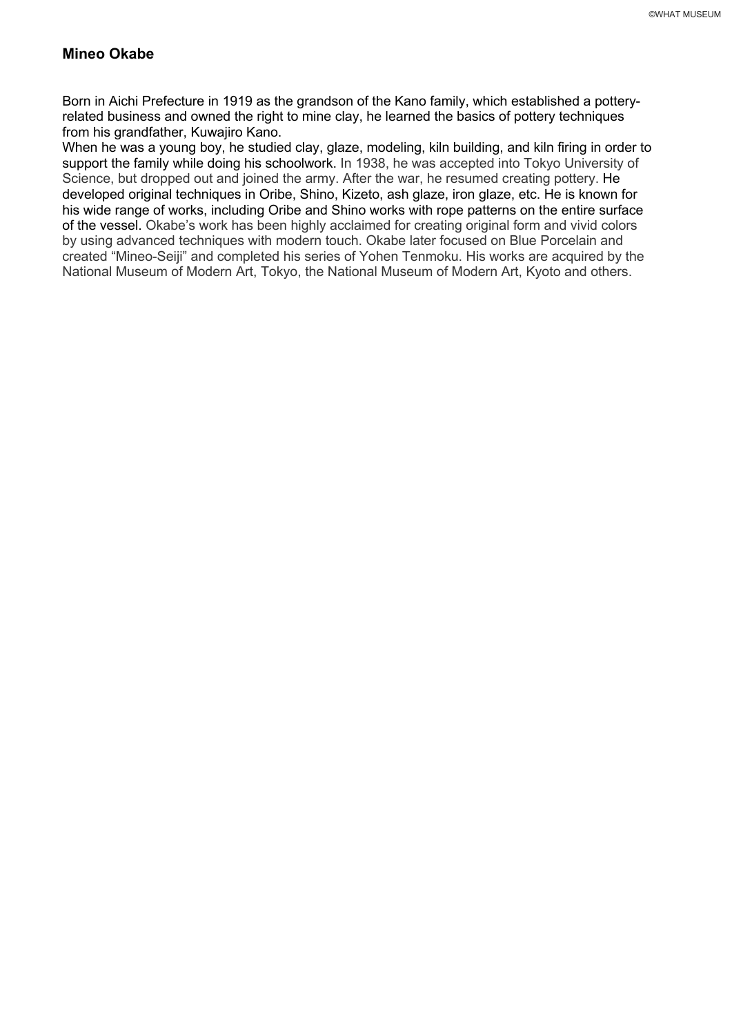## Mineo Okabe

Born in Aichi Prefecture in 1919 as the grandson of the Kano family, which established a pottery-related business and owned the right to mine clay, he learned the basics of pottery techniques from his grandfather, Kuwajiro Kano.
When he was a young boy, he studied clay, glaze, modeling, kiln building, and kiln firing in order to support the family while doing his schoolwork. In 1938, he was accepted into Tokyo University of Science, but dropped out and joined the army. After the war, he resumed creating pottery. He developed original techniques in Oribe, Shino, Kizeto, ash glaze, iron glaze, etc. He is known for his wide range of works, including Oribe and Shino works with rope patterns on the entire surface of the vessel. Okabe's work has been highly acclaimed for creating original form and vivid colors by using advanced techniques with modern touch. Okabe later focused on Blue Porcelain and created "Mineo-Seiji" and completed his series of Yohen Tenmoku. His works are acquired by the National Museum of Modern Art, Tokyo, the National Museum of Modern Art, Kyoto and others.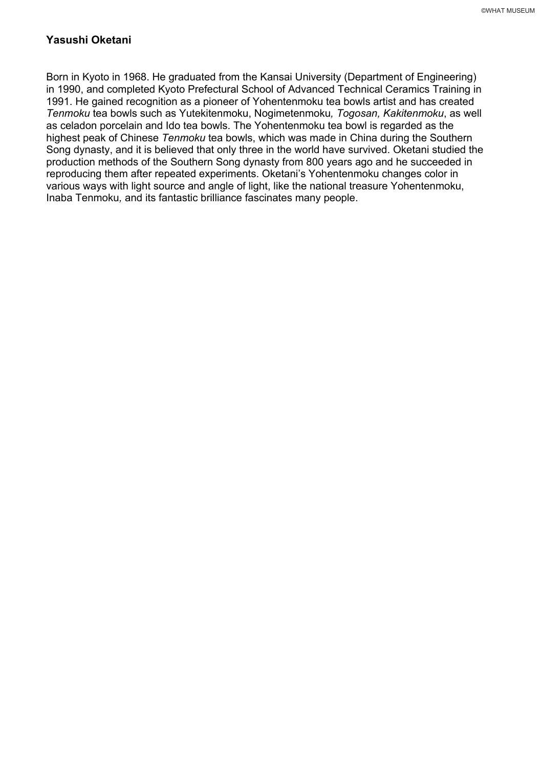**Yasushi Oketani**

Born in Kyoto in 1968. He graduated from the Kansai University (Department of Engineering) in 1990, and completed Kyoto Prefectural School of Advanced Technical Ceramics Training in 1991. He gained recognition as a pioneer of Yohentenmoku tea bowls artist and has created *Tenmoku* tea bowls such as Yutekitenmoku, Nogimetenmoku*, Togosan, Kakitenmoku*, as well as celadon porcelain and Ido tea bowls. The Yohentenmoku tea bowl is regarded as the highest peak of Chinese *Tenmoku* tea bowls, which was made in China during the Southern Song dynasty, and it is believed that only three in the world have survived. Oketani studied the production methods of the Southern Song dynasty from 800 years ago and he succeeded in reproducing them after repeated experiments. Oketani's Yohentenmoku changes color in various ways with light source and angle of light, like the national treasure Yohentenmoku, Inaba Tenmoku*,* and its fantastic brilliance fascinates many people.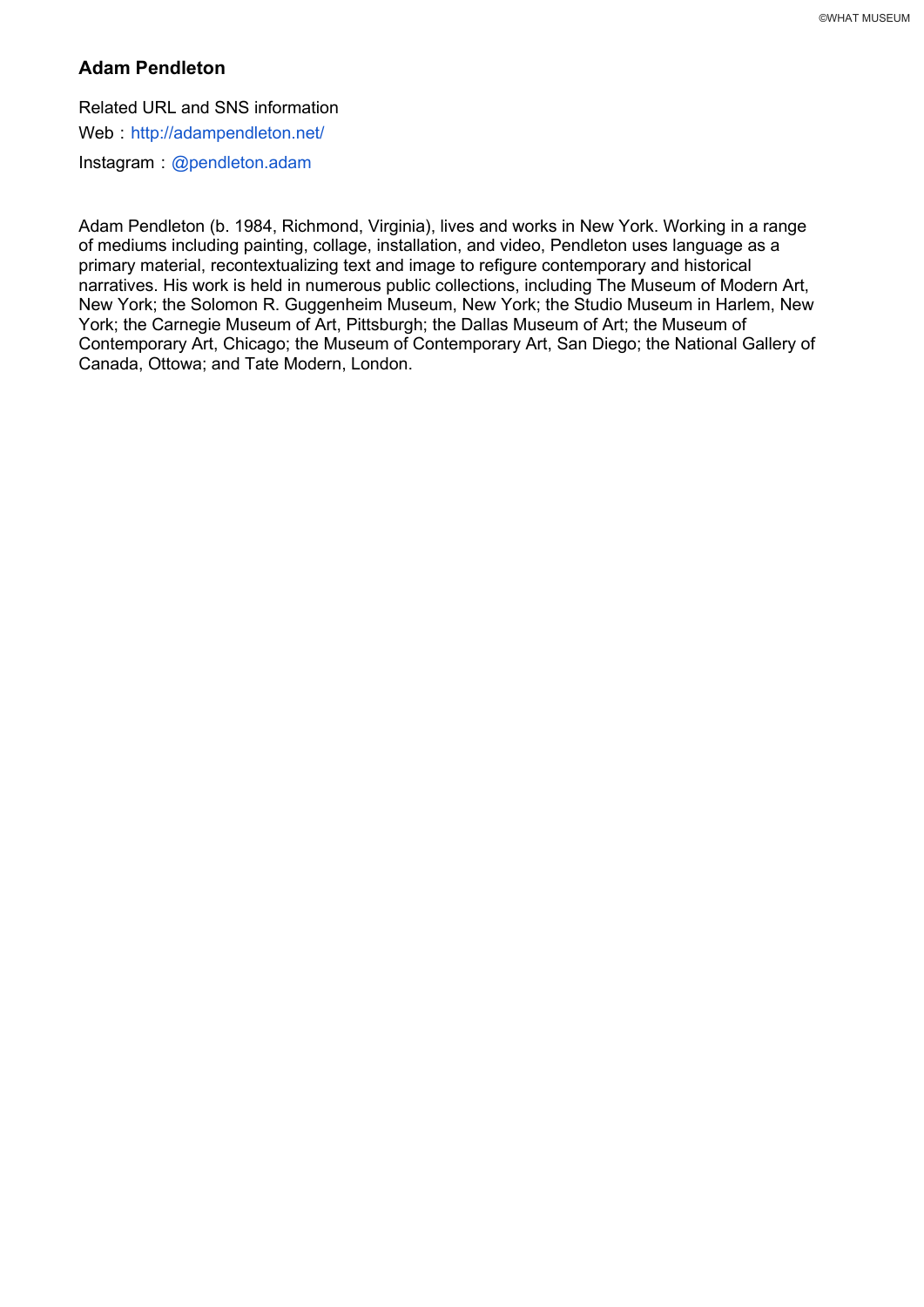## Adam Pendleton

Related URL and SNS information

Web：http://adampendleton.net/

Instagram：@pendleton.adam

Adam Pendleton (b. 1984, Richmond, Virginia), lives and works in New York. Working in a range of mediums including painting, collage, installation, and video, Pendleton uses language as a primary material, recontextualizing text and image to refigure contemporary and historical narratives. His work is held in numerous public collections, including The Museum of Modern Art, New York; the Solomon R. Guggenheim Museum, New York; the Studio Museum in Harlem, New York; the Carnegie Museum of Art, Pittsburgh; the Dallas Museum of Art; the Museum of Contemporary Art, Chicago; the Museum of Contemporary Art, San Diego; the National Gallery of Canada, Ottowa; and Tate Modern, London.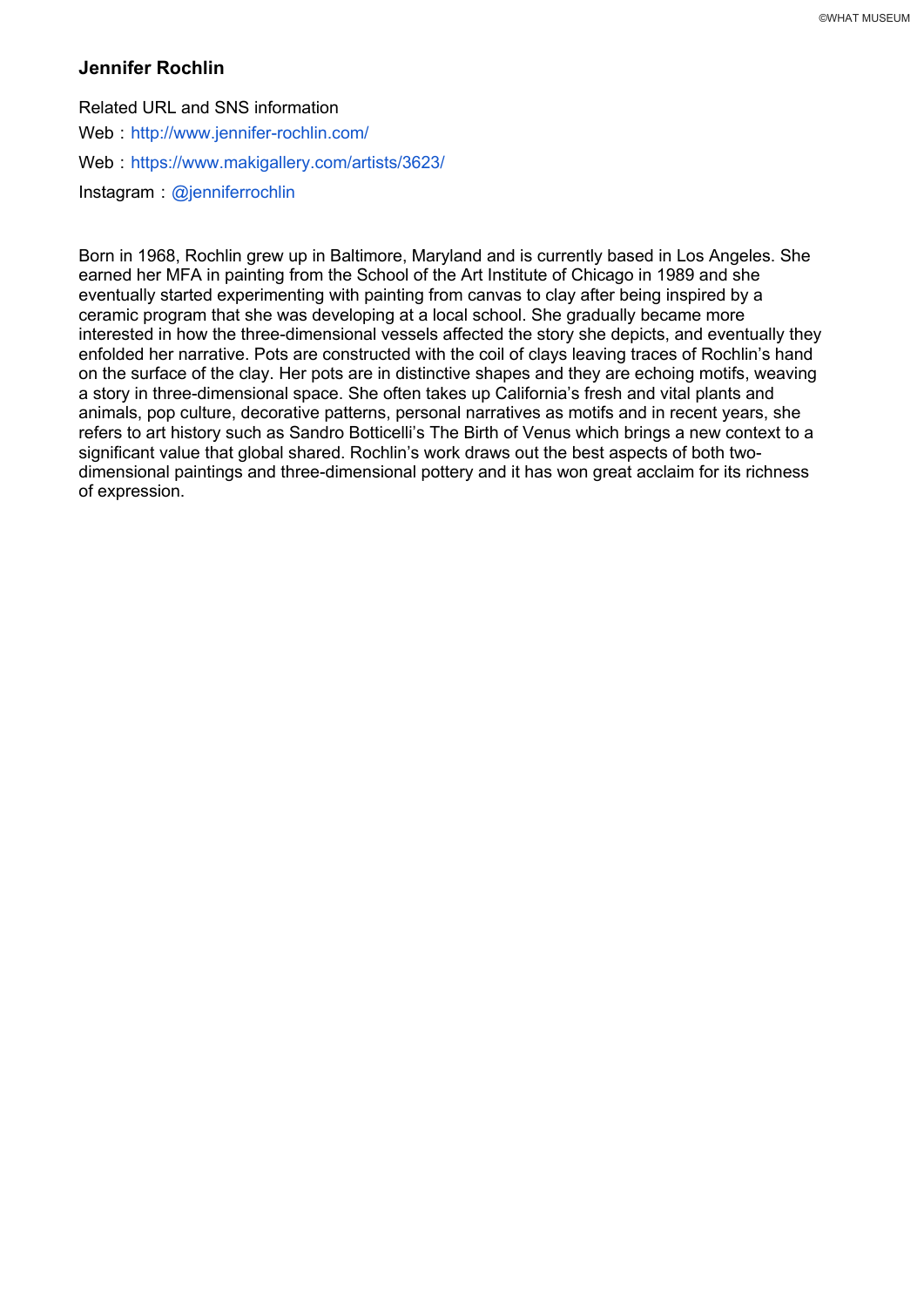**Jennifer Rochlin**

Related URL and SNS information

Web：http://www.jennifer-rochlin.com/

Web：https://www.makigallery.com/artists/3623/

Instagram：@jenniferrochlin

Born in 1968, Rochlin grew up in Baltimore, Maryland and is currently based in Los Angeles. She earned her MFA in painting from the School of the Art Institute of Chicago in 1989 and she eventually started experimenting with painting from canvas to clay after being inspired by a ceramic program that she was developing at a local school. She gradually became more interested in how the three-dimensional vessels affected the story she depicts, and eventually they enfolded her narrative. Pots are constructed with the coil of clays leaving traces of Rochlin's hand on the surface of the clay. Her pots are in distinctive shapes and they are echoing motifs, weaving a story in three-dimensional space. She often takes up California's fresh and vital plants and animals, pop culture, decorative patterns, personal narratives as motifs and in recent years, she refers to art history such as Sandro Botticelli's The Birth of Venus which brings a new context to a significant value that global shared. Rochlin's work draws out the best aspects of both two-dimensional paintings and three-dimensional pottery and it has won great acclaim for its richness of expression.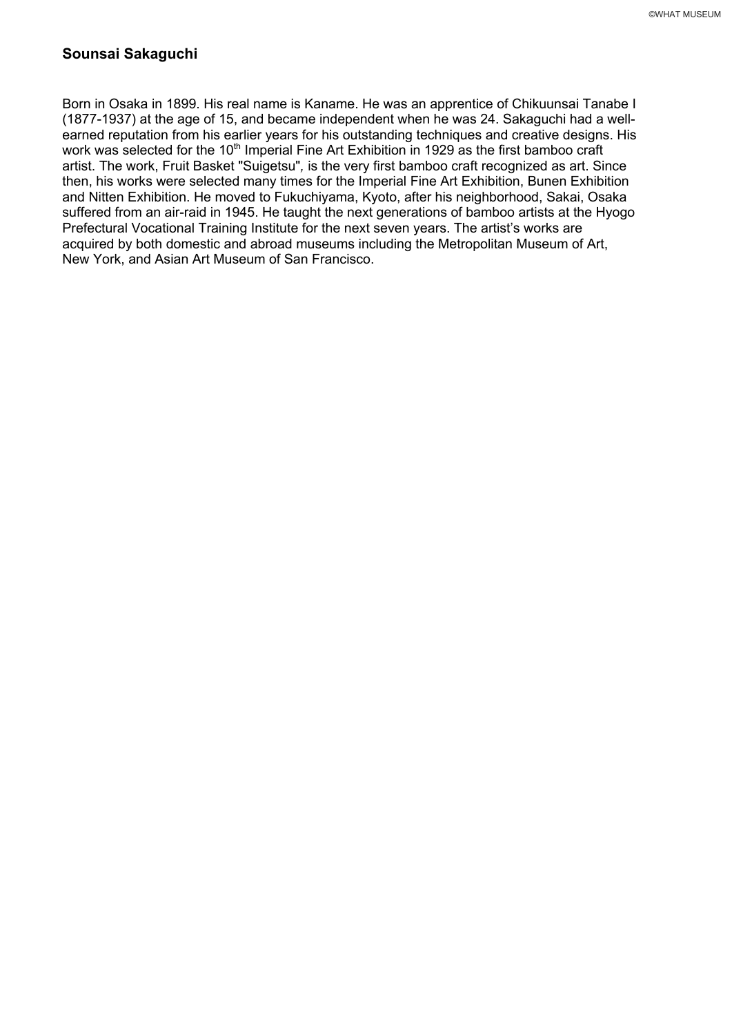## Sounsai Sakaguchi

Born in Osaka in 1899. His real name is Kaname. He was an apprentice of Chikuunsai Tanabe I (1877-1937) at the age of 15, and became independent when he was 24. Sakaguchi had a well-earned reputation from his earlier years for his outstanding techniques and creative designs. His work was selected for the 10th Imperial Fine Art Exhibition in 1929 as the first bamboo craft artist. The work, Fruit Basket "Suigetsu", is the very first bamboo craft recognized as art. Since then, his works were selected many times for the Imperial Fine Art Exhibition, Bunen Exhibition and Nitten Exhibition. He moved to Fukuchiyama, Kyoto, after his neighborhood, Sakai, Osaka suffered from an air-raid in 1945. He taught the next generations of bamboo artists at the Hyogo Prefectural Vocational Training Institute for the next seven years. The artist's works are acquired by both domestic and abroad museums including the Metropolitan Museum of Art, New York, and Asian Art Museum of San Francisco.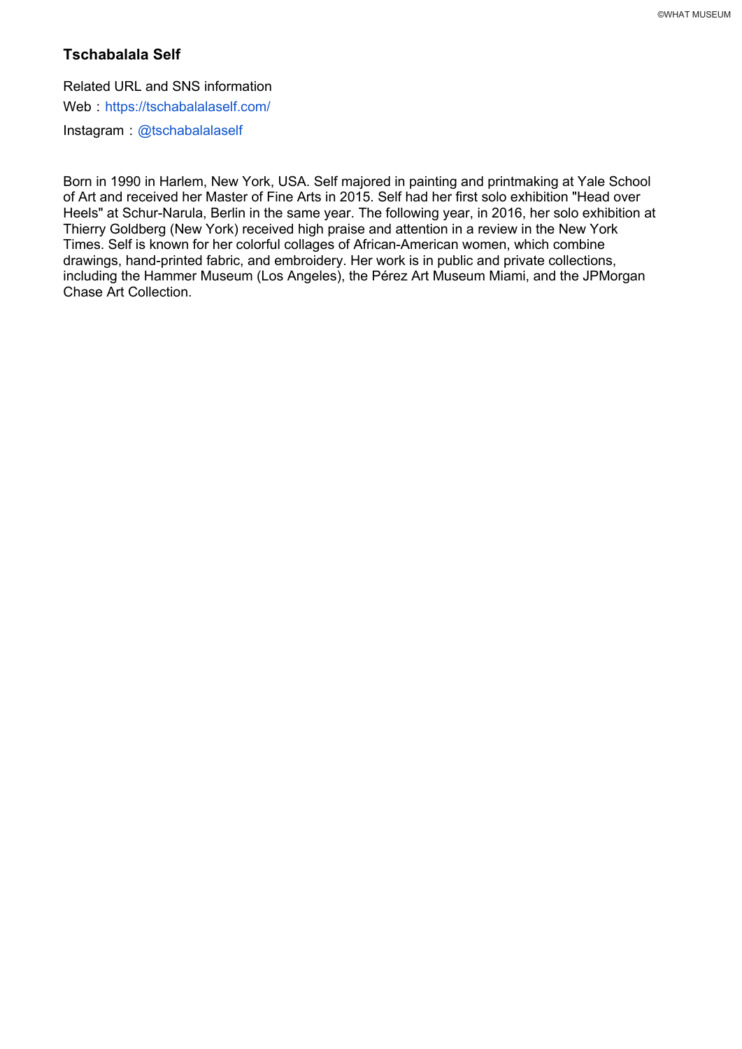## Tschabalala Self

Related URL and SNS information

Web：https://tschabalalaself.com/

Instagram：@tschabalalaself

Born in 1990 in Harlem, New York, USA. Self majored in painting and printmaking at Yale School of Art and received her Master of Fine Arts in 2015. Self had her first solo exhibition "Head over Heels" at Schur-Narula, Berlin in the same year. The following year, in 2016, her solo exhibition at Thierry Goldberg (New York) received high praise and attention in a review in the New York Times. Self is known for her colorful collages of African-American women, which combine drawings, hand-printed fabric, and embroidery. Her work is in public and private collections, including the Hammer Museum (Los Angeles), the Pérez Art Museum Miami, and the JPMorgan Chase Art Collection.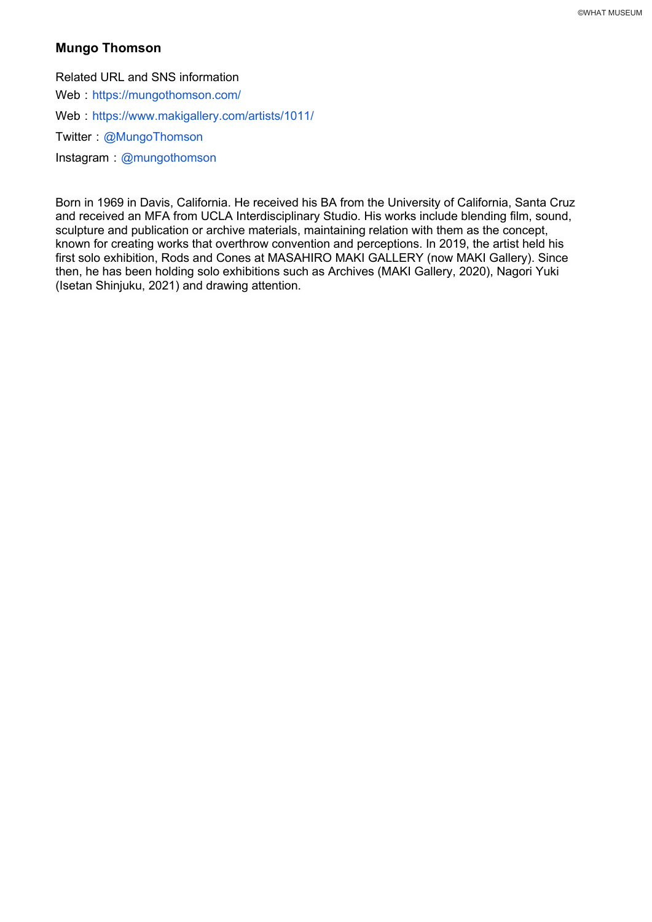**Mungo Thomson**

Related URL and SNS information

Web：https://mungothomson.com/

Web：https://www.makigallery.com/artists/1011/

Twitter：@MungoThomson

Instagram：@mungothomson

Born in 1969 in Davis, California. He received his BA from the University of California, Santa Cruz and received an MFA from UCLA Interdisciplinary Studio. His works include blending film, sound, sculpture and publication or archive materials, maintaining relation with them as the concept, known for creating works that overthrow convention and perceptions. In 2019, the artist held his first solo exhibition, Rods and Cones at MASAHIRO MAKI GALLERY (now MAKI Gallery). Since then, he has been holding solo exhibitions such as Archives (MAKI Gallery, 2020), Nagori Yuki (Isetan Shinjuku, 2021) and drawing attention.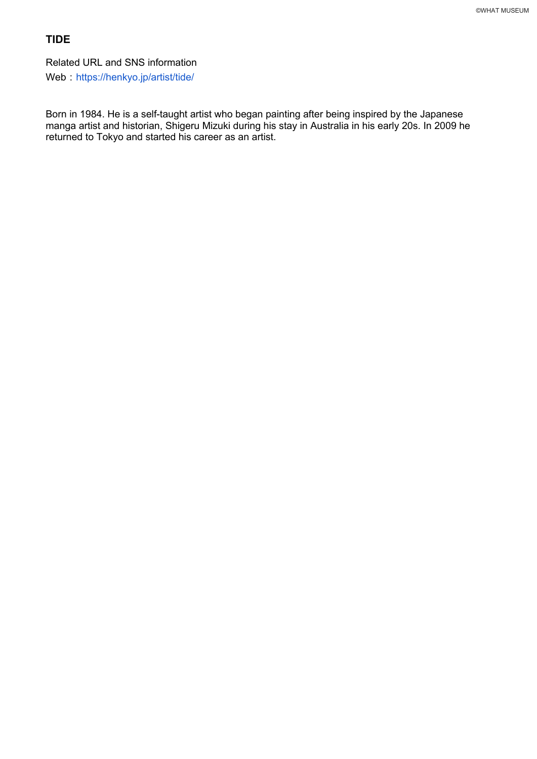## TIDE

Related URL and SNS information
Web：https://henkyo.jp/artist/tide/

Born in 1984. He is a self-taught artist who began painting after being inspired by the Japanese manga artist and historian, Shigeru Mizuki during his stay in Australia in his early 20s. In 2009 he returned to Tokyo and started his career as an artist.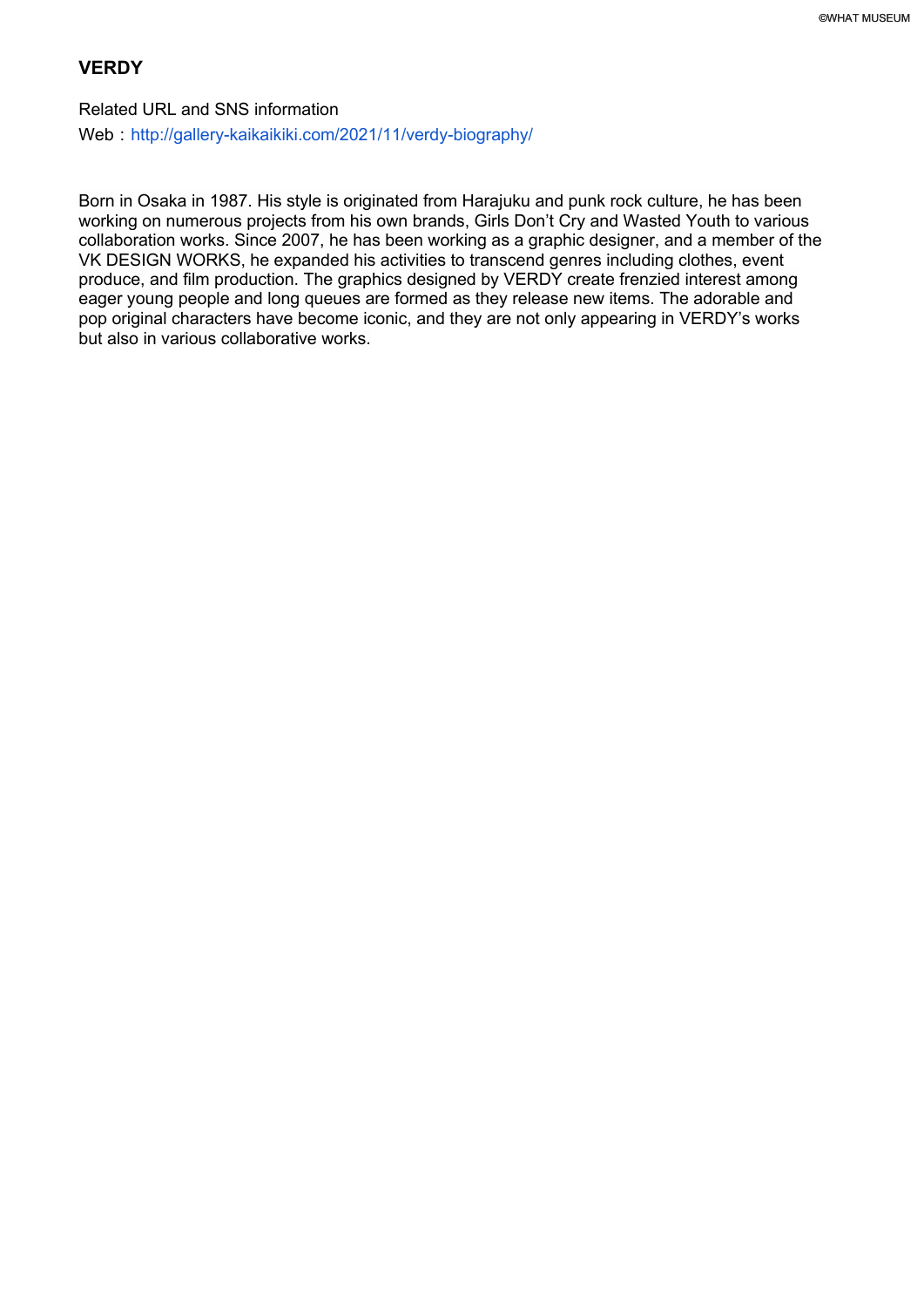## VERDY

Related URL and SNS information

Web：http://gallery-kaikaikiki.com/2021/11/verdy-biography/

Born in Osaka in 1987. His style is originated from Harajuku and punk rock culture, he has been working on numerous projects from his own brands, Girls Don't Cry and Wasted Youth to various collaboration works. Since 2007, he has been working as a graphic designer, and a member of the VK DESIGN WORKS, he expanded his activities to transcend genres including clothes, event produce, and film production. The graphics designed by VERDY create frenzied interest among eager young people and long queues are formed as they release new items. The adorable and pop original characters have become iconic, and they are not only appearing in VERDY's works but also in various collaborative works.